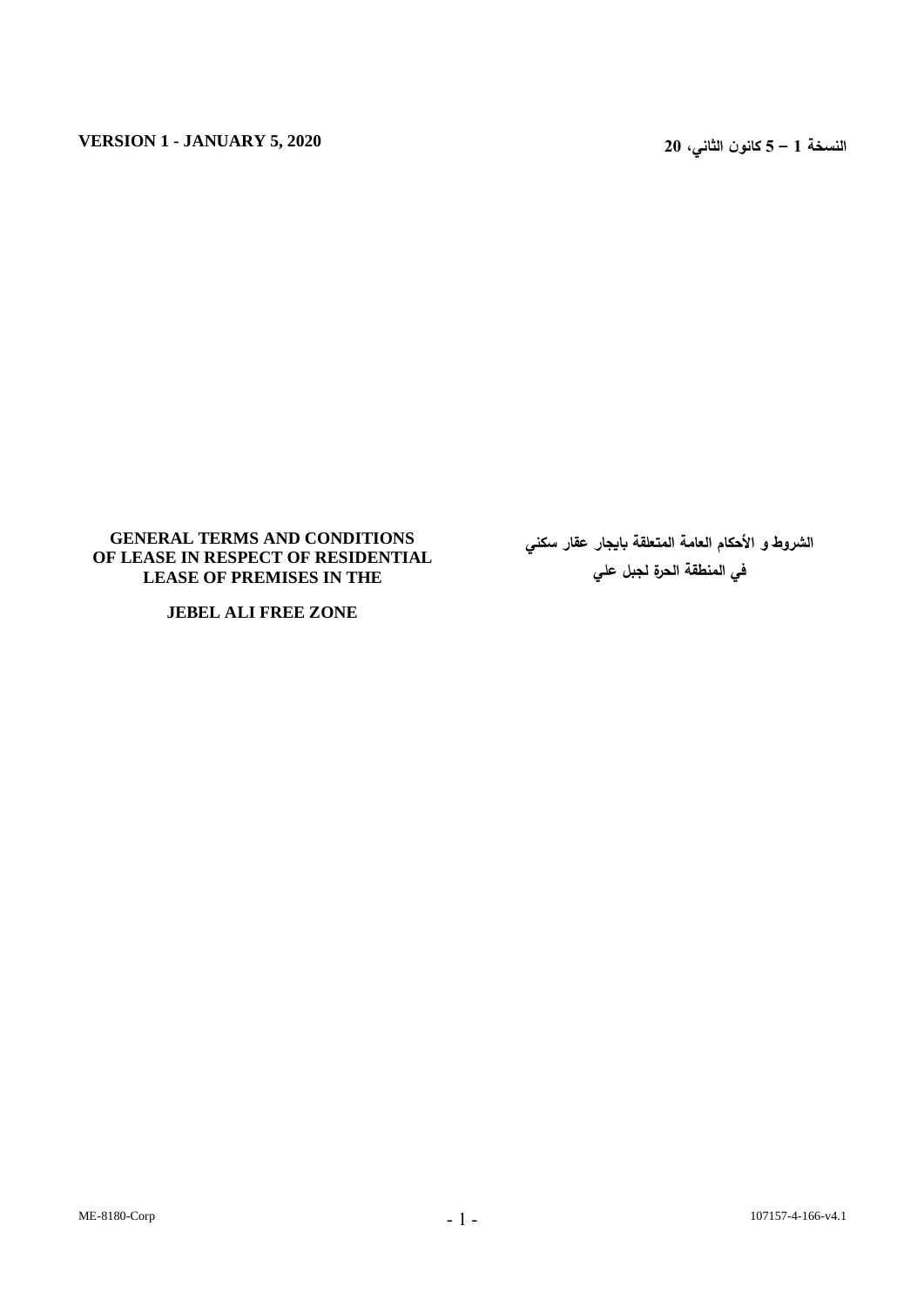**VERSION 1 - JANUARY 5, 2020**

**النسخة 1 – 5 كانون الثاني، 20**

**GENERAL TERMS AND CONDITIONS OF LEASE IN RESPECT OF RESIDENTIAL LEASE OF PREMISES IN THE**

**JEBEL ALI FREE ZONE**

**الشروط و الأحكام العامة المتعلقة بايجار عقار سكني في المنطقة الحرة لجبل علي**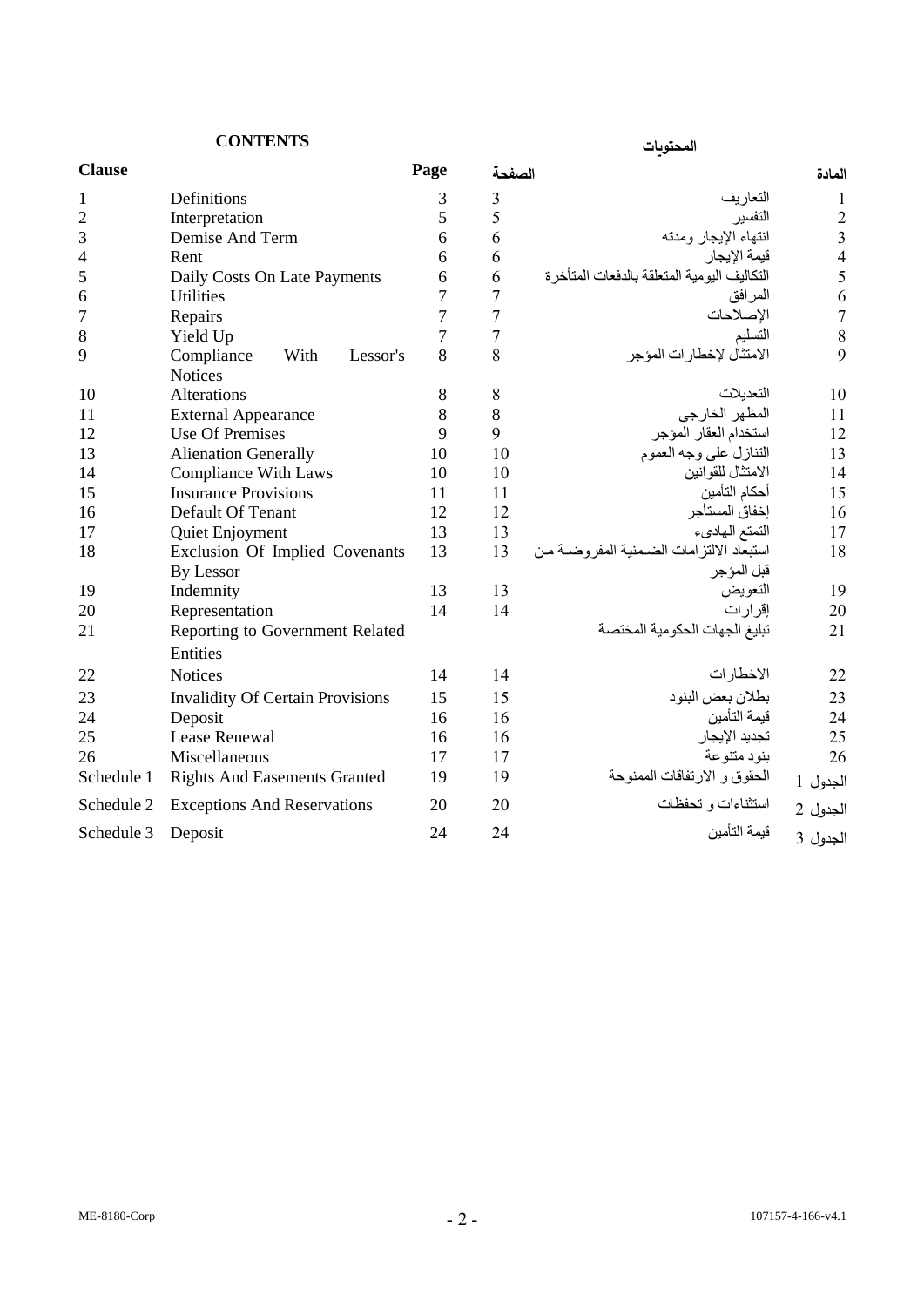| **CONTENTS** | | | | **المحتويات** | |
|---|---|---|---|---|---|
| **Clause** | | **Page** | **الصفحة** | | **المادة** |
| 1 | Definitions | 3 | 3 | التعاريف | 1 |
| 2 | Interpretation | 5 | 5 | التفسير | 2 |
| 3 | Demise And Term | 6 | 6 | انتهاء الإيجار ومدته | 3 |
| 4 | Rent | 6 | 6 | قيمة الإيجار | 4 |
| 5 | Daily Costs On Late Payments | 6 | 6 | التكاليف اليومية المتعلقة بالدفعات المتأخرة | 5 |
| 6 | Utilities | 7 | 7 | المرافق | 6 |
| 7 | Repairs | 7 | 7 | الإصلاحات | 7 |
| 8 | Yield Up | 7 | 7 | التسليم | 8 |
| 9 | Compliance With Lessor's Notices | 8 | 8 | الامتثال لإخطارات المؤجر | 9 |
| 10 | Alterations | 8 | 8 | التعديلات | 10 |
| 11 | External Appearance | 8 | 8 | المظهر الخارجي | 11 |
| 12 | Use Of Premises | 9 | 9 | استخدام العقار المؤجر | 12 |
| 13 | Alienation Generally | 10 | 10 | التنازل على وجه العموم | 13 |
| 14 | Compliance With Laws | 10 | 10 | الامتثال للقوانين | 14 |
| 15 | Insurance Provisions | 11 | 11 | أحكام التأمين | 15 |
| 16 | Default Of Tenant | 12 | 12 | إخفاق المستأجر | 16 |
| 17 | Quiet Enjoyment | 13 | 13 | التمتع الهادىء | 17 |
| 18 | Exclusion Of Implied Covenants By Lessor | 13 | 13 | استبعاد الالتزامات الضمنية المفروضة من قبل المؤجر | 18 |
| 19 | Indemnity | 13 | 13 | التعويض | 19 |
| 20 | Representation | 14 | 14 | إقرارات | 20 |
| 21 | Reporting to Government Related Entities | | | تبليغ الجهات الحكومية المختصة | 21 |
| 22 | Notices | 14 | 14 | الاخطارات | 22 |
| 23 | Invalidity Of Certain Provisions | 15 | 15 | بطلان بعض البنود | 23 |
| 24 | Deposit | 16 | 16 | قيمة التأمين | 24 |
| 25 | Lease Renewal | 16 | 16 | تجديد الإيجار | 25 |
| 26 | Miscellaneous | 17 | 17 | بنود متنوعة | 26 |
| Schedule 1 | Rights And Easements Granted | 19 | 19 | الحقوق و الارتفاقات الممنوحة | الجدول 1 |
| Schedule 2 | Exceptions And Reservations | 20 | 20 | استثناءات و تحفظات | الجدول 2 |
| Schedule 3 | Deposit | 24 | 24 | قيمة التأمين | الجدول 3 |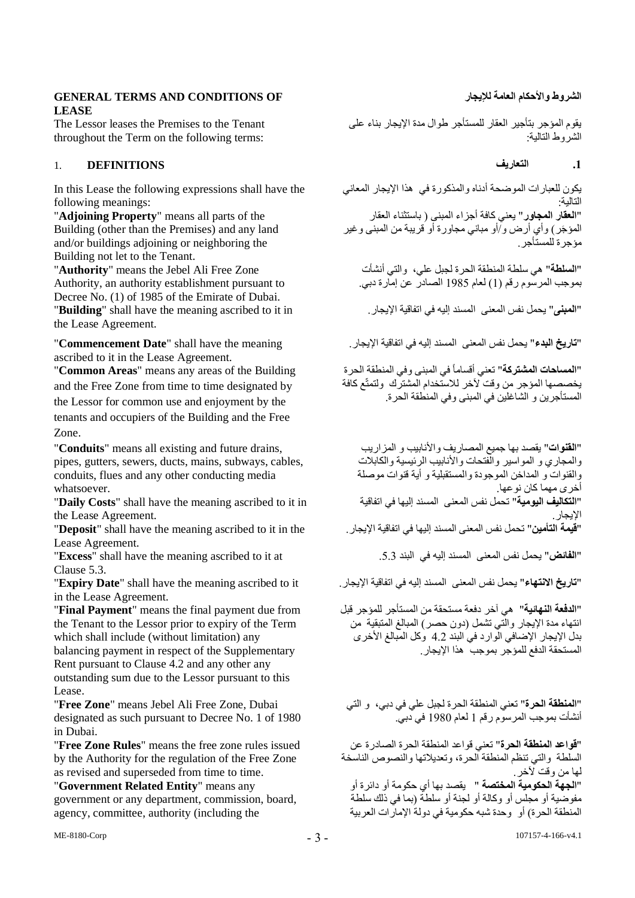## GENERAL TERMS AND CONDITIONS OF LEASE

## الشروط والأحكام العامة للإيجار

The Lessor leases the Premises to the Tenant throughout the Term on the following terms:

يقوم المؤجر بتأجير العقار للمستأجر طوال مدة الإيجار بناء على الشروط التالية:

### 1. DEFINITIONS

### 1. التعاريف

In this Lease the following expressions shall have the following meanings:

يكون للعبارات الموضحة أدناه والمذكورة في هذا الإيجار المعاني التالية:

"**Adjoining Property**" means all parts of the Building (other than the Premises) and any land and/or buildings adjoining or neighboring the Building not let to the Tenant.

"**العقار المجاور**" يعني كافة أجزاء المبنى ( باستثناء العقار المؤجَر) وأي أرض و/أو مباني مجاورة أو قريبة من المبنى وغير مؤجرة للمستأجر.

"**Authority**" means the Jebel Ali Free Zone Authority, an authority establishment pursuant to Decree No. (1) of 1985 of the Emirate of Dubai.

"**السلطة**" هي سلطة المنطقة الحرة لجبل علي، والتي أنشأت بموجب المرسوم رقم (1) لعام 1985 الصادر عن إمارة دبي.

"**Building**" shall have the meaning ascribed to it in the Lease Agreement.

"**المبنى**" يحمل نفس المعنى المسند إليه في اتفاقية الإيجار.

"**Commencement Date**" shall have the meaning ascribed to it in the Lease Agreement.

"**تاريخ البدء**" يحمل نفس المعنى المسند إليه في اتفاقية الإيجار.

"**Common Areas**" means any areas of the Building and the Free Zone from time to time designated by the Lessor for common use and enjoyment by the tenants and occupiers of the Building and the Free Zone.

"**المساحات المشتركة**" تعني أقساماً في المبنى وفي المنطقة الحرة يخصصها المؤجر من وقت لآخر للاستخدام المشترك ولتمتّع كافة المستأجرين و الشاغلين في المبنى وفي المنطقة الحرة.

"**Conduits**" means all existing and future drains, pipes, gutters, sewers, ducts, mains, subways, cables, conduits, flues and any other conducting media whatsoever.

"**القنوات**" يقصد بها جميع المصاريف والأنابيب و المزاريب والمجاري و المواسير والفتحات والأنابيب الرئيسية والكابلات والقنوات و المداخن الموجودة والمستقبلية و أية قنوات موصلة أخرى مهما كان نوعها.

"**Daily Costs**" shall have the meaning ascribed to it in the Lease Agreement.

"**التكاليف اليومية**" تحمل نفس المعنى المسند إليها في اتفاقية الإيجار.

"**Deposit**" shall have the meaning ascribed to it in the Lease Agreement.

"**قيمة التأمين**" تحمل نفس المعنى المسند إليها في اتفاقية الإيجار.

"**Excess**" shall have the meaning ascribed to it at Clause 5.3.

"**الفائض**" يحمل نفس المعنى المسند إليه في البند 5.3.

"**Expiry Date**" shall have the meaning ascribed to it in the Lease Agreement.

"**تاريخ الانتهاء**" يحمل نفس المعنى المسند إليه في اتفاقية الإيجار.

"**Final Payment**" means the final payment due from the Tenant to the Lessor prior to expiry of the Term which shall include (without limitation) any balancing payment in respect of the Supplementary Rent pursuant to Clause 4.2 and any other any outstanding sum due to the Lessor pursuant to this Lease.

"**الدفعة النهائية**" هي آخر دفعة مستحقة من المستأجر للمؤجر قبل انتهاء مدة الإيجار والتي تشمل (دون حصر) المبالغ المتبقية من بدل الإيجار الإضافي الوارد في البند 4.2 وكل المبالغ الأخرى المستحقة الدفع للمؤجر بموجب هذا الإيجار.

"**Free Zone**" means Jebel Ali Free Zone, Dubai designated as such pursuant to Decree No. 1 of 1980 in Dubai.

"**المنطقة الحرة**" تعني المنطقة الحرة لجبل علي في دبي، و التي أنشأت بموجب المرسوم رقم 1 لعام 1980 في دبي.

"**Free Zone Rules**" means the free zone rules issued by the Authority for the regulation of the Free Zone as revised and superseded from time to time.

"**قواعد المنطقة الحرة**" تعني قواعد المنطقة الحرة الصادرة عن السلطة والتي تنظم المنطقة الحرة، وتعديلاتها والنصوص الناسخة لها من وقت لآخر.

"**Government Related Entity**" means any government or any department, commission, board, agency, committee, authority (including the

"**الجهة الحكومية المختصة**" يقصد بها أي حكومة أو دائرة أو مفوضية أو مجلس أو وكالة أو لجنة أو سلطة (بما في ذلك سلطة المنطقة الحرة) أو وحدة شبه حكومية في دولة الإمارات العربية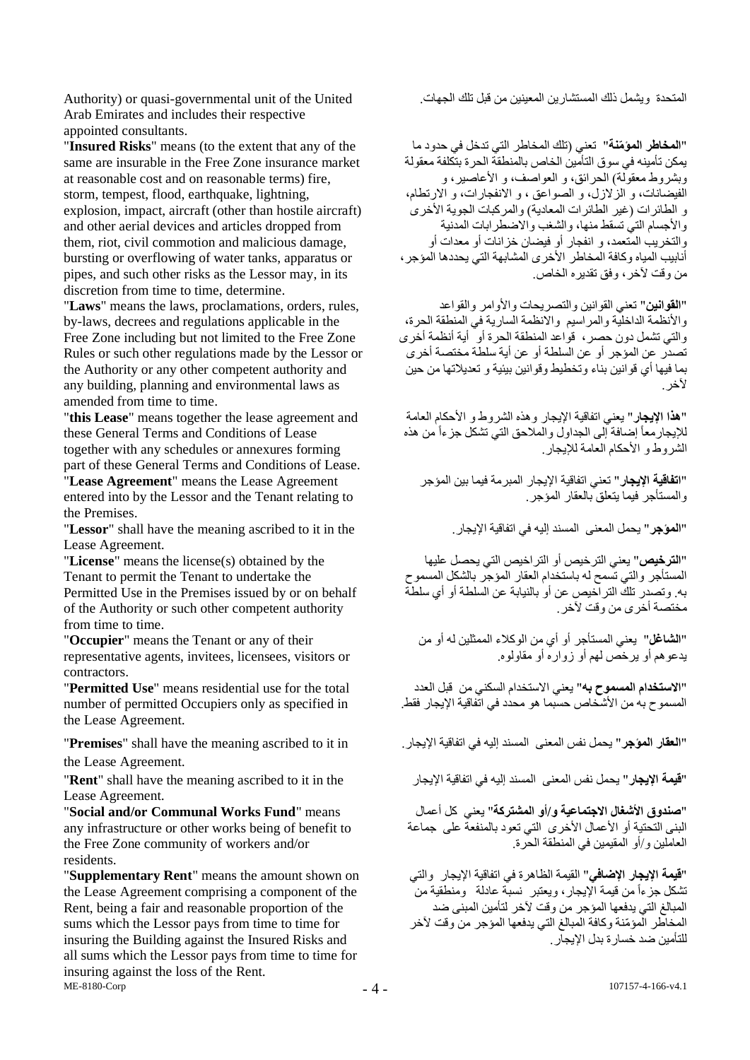Authority) or quasi-governmental unit of the United Arab Emirates and includes their respective appointed consultants.

المتحدة ويشمل ذلك المستشارين المعينين من قبل تلك الجهات.

"**Insured Risks**" means (to the extent that any of the same are insurable in the Free Zone insurance market at reasonable cost and on reasonable terms) fire, storm, tempest, flood, earthquake, lightning, explosion, impact, aircraft (other than hostile aircraft) and other aerial devices and articles dropped from them, riot, civil commotion and malicious damage, bursting or overflowing of water tanks, apparatus or pipes, and such other risks as the Lessor may, in its discretion from time to time, determine.

"**المخاطر المؤمّنة**" تعني (تلك المخاطر التي تدخل في حدود ما يمكن تأمينه في سوق التأمين الخاص بالمنطقة الحرة بتكلفة معقولة وبشروط معقولة) الحرائق، و العواصف، و الأعاصير، و الفيضانات، و الزلازل، و الصواعق ، و الانفجارات، و الارتطام، و الطائرات (غير الطائرات المعادية) والمركبات الجوية الأخرى والأجسام التي تسقط منها، والشغب والاضطرابات المدنية والتخريب المتعمد، و انفجار أو فيضان خزانات أو معدات أو أنابيب المياه وكافة المخاطر الأخرى المشابهة التي يحددها المؤجر، من وقت لآخر، وفق تقديره الخاص.

"**Laws**" means the laws, proclamations, orders, rules, by-laws, decrees and regulations applicable in the Free Zone including but not limited to the Free Zone Rules or such other regulations made by the Lessor or the Authority or any other competent authority and any building, planning and environmental laws as amended from time to time.

"**القوانين**" تعني القوانين والتصريحات والأوامر والقواعد والأنظمة الداخلية والمراسيم والانظمة السارية في المنطقة الحرة، والتي تشمل دون حصر، قواعد المنطقة الحرة أو أية أنظمة أخرى تصدر عن المؤجر أو عن السلطة أو عن أية سلطة مختصة أخرى بما فيها أي قوانين بناء وتخطيط وقوانين بيئية و تعديلاتها من حين لآخر.

"**this Lease**" means together the lease agreement and these General Terms and Conditions of Lease together with any schedules or annexures forming part of these General Terms and Conditions of Lease.

"**هذا الإيجار**" يعني اتفاقية الإيجار وهذه الشروط و الأحكام العامة للإيجار معاً إضافة إلى الجداول والملاحق التي تشكل جزءاً من هذه الشروط و الأحكام العامة للإيجار.

"**Lease Agreement**" means the Lease Agreement entered into by the Lessor and the Tenant relating to the Premises.

"**اتفاقية الإيجار**" تعني اتفاقية الإيجار المبرمة فيما بين المؤجر والمستأجر فيما يتعلق بالعقار المؤجر.

"**Lessor**" shall have the meaning ascribed to it in the Lease Agreement.

"**المؤجر**" يحمل المعنى المسند إليه في اتفاقية الإيجار.

"**License**" means the license(s) obtained by the Tenant to permit the Tenant to undertake the Permitted Use in the Premises issued by or on behalf of the Authority or such other competent authority from time to time.

"**الترخيص**" يعني الترخيص أو التراخيص التي يحصل عليها المستأجر والتي تسمح له باستخدام العقار المؤجر بالشكل المسموح به. وتصدر تلك التراخيص عن أو بالنيابة عن السلطة أو أي سلطة مختصة أخرى من وقت لآخر.

"**Occupier**" means the Tenant or any of their representative agents, invitees, licensees, visitors or contractors.

"**الشاغل**" يعني المستأجر أو أي من الوكلاء الممثلين له أو من يدعوهم أو يرخص لهم أو زواره أو مقاولوه.

"**Permitted Use**" means residential use for the total number of permitted Occupiers only as specified in the Lease Agreement.

"**الاستخدام المسموح به**" يعني الاستخدام السكني من قبل العدد المسموح به من الأشخاص حسبما هو محدد في اتفاقية الإيجار فقط.

"**Premises**" shall have the meaning ascribed to it in the Lease Agreement.

"**العقار المؤجر**" يحمل نفس المعنى المسند إليه في اتفاقية الإيجار.

"**Rent**" shall have the meaning ascribed to it in the Lease Agreement.

"**قيمة الإيجار**" يحمل نفس المعنى المسند إليه في اتفاقية الإيجار

"**Social and/or Communal Works Fund**" means any infrastructure or other works being of benefit to the Free Zone community of workers and/or residents.

"**صندوق الأشغال الاجتماعية و/أو المشتركة**" يعني كل أعمال البنى التحتية أو الأعمال الأخرى التي تعود بالمنفعة على جماعة العاملين و/أو المقيمين في المنطقة الحرة.

"**Supplementary Rent**" means the amount shown on the Lease Agreement comprising a component of the Rent, being a fair and reasonable proportion of the sums which the Lessor pays from time to time for insuring the Building against the Insured Risks and all sums which the Lessor pays from time to time for insuring against the loss of the Rent.

"**قيمة الإيجار الإضافي**" القيمة الظاهرة في اتفاقية الإيجار والتي تشكل جزءاً من قيمة الإيجار، ويعتبر نسبة عادلة ومنطقية من المبالغ التي يدفعها المؤجر من وقت لآخر لتأمين المبنى ضد المخاطر المؤمّنة وكافة المبالغ التي يدفعها المؤجر من وقت لآخر للتأمين ضد خسارة بدل الإيجار.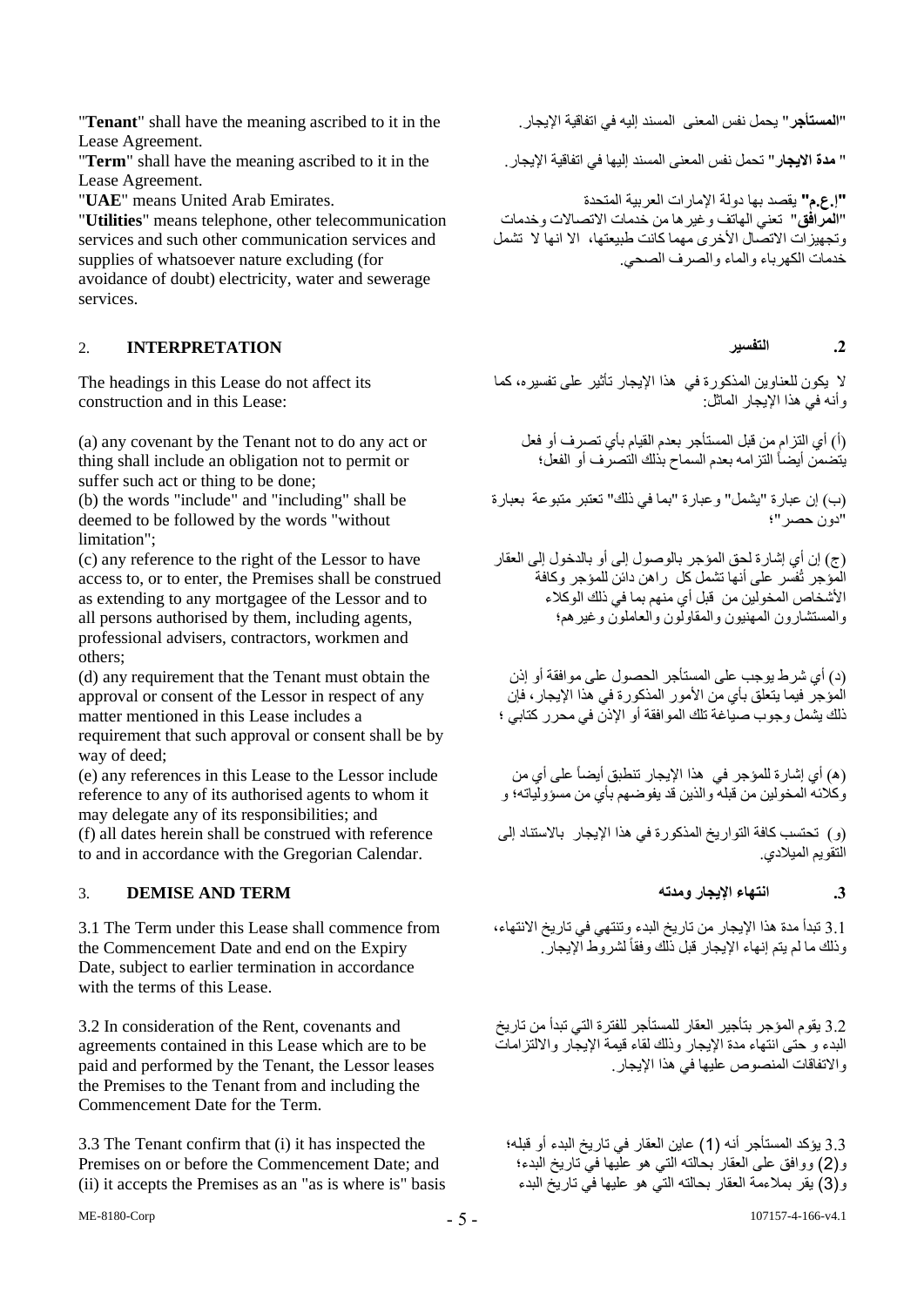"**Tenant**" shall have the meaning ascribed to it in the Lease Agreement.

"**المستأجر**" يحمل نفس المعنى المسند إليه في اتفاقية الإيجار.

"**Term**" shall have the meaning ascribed to it in the Lease Agreement.

" **مدة الايجار**" تحمل نفس المعنى المسند إليها في اتفاقية الإيجار.

"**UAE**" means United Arab Emirates.

**"إ.ع.م"** يقصد بها دولة الإمارات العربية المتحدة

"**Utilities**" means telephone, other telecommunication services and such other communication services and supplies of whatsoever nature excluding (for avoidance of doubt) electricity, water and sewerage services.

"**المرافق**" تعني الهاتف وغيرها من خدمات الاتصالات وخدمات وتجهيزات الاتصال الأخرى مهما كانت طبيعتها، الا انها لا تشمل خدمات الكهرباء والماء والصرف الصحي.

## 2. INTERPRETATION

## .2 التفسير

The headings in this Lease do not affect its construction and in this Lease:

لا يكون للعناوين المذكورة في هذا الإيجار تأثير على تفسيره، كما وأنه في هذا الإيجار الماثل:

(a) any covenant by the Tenant not to do any act or thing shall include an obligation not to permit or suffer such act or thing to be done;

(أ) أي التزام من قبل المستأجر بعدم القيام بأي تصرف أو فعل يتضمن أيضاً التزامه بعدم السماح بذلك التصرف أو الفعل؛

(b) the words "include" and "including" shall be deemed to be followed by the words "without limitation";

(ب) إن عبارة "يشمل" وعبارة "بما في ذلك" تعتبر متبوعة بعبارة "دون حصر"؛

(c) any reference to the right of the Lessor to have access to, or to enter, the Premises shall be construed as extending to any mortgagee of the Lessor and to all persons authorised by them, including agents, professional advisers, contractors, workmen and others;

(ج) إن أي إشارة لحق المؤجر بالوصول إلى أو بالدخول إلى العقار المؤجر تُفسر على أنها تشمل كل راهن دائن للمؤجر وكافة الأشخاص المخولين من قبل أي منهم بما في ذلك الوكلاء والمستشارون المهنيون والمقاولون والعاملون وغيرهم؛

(d) any requirement that the Tenant must obtain the approval or consent of the Lessor in respect of any matter mentioned in this Lease includes a requirement that such approval or consent shall be by way of deed;

(د) أي شرط يوجب على المستأجر الحصول على موافقة أو إذن المؤجر فيما يتعلق بأي من الأمور المذكورة في هذا الإيجار، فإن ذلك يشمل وجوب صياغة تلك الموافقة أو الإذن في محرر كتابي ؛

(e) any references in this Lease to the Lessor include reference to any of its authorised agents to whom it may delegate any of its responsibilities; and

(هـ) أي إشارة للمؤجر في هذا الإيجار تنطبق أيضاً على أي من وكلائه المخولين من قبله والذين قد يفوضهم بأي من مسؤولياته؛ و

(f) all dates herein shall be construed with reference to and in accordance with the Gregorian Calendar.

(و) تحتسب كافة التواريخ المذكورة في هذا الإيجار بالاستناد إلى التقويم الميلادي.

## 3. DEMISE AND TERM

## .3 انتهاء الإيجار ومدته

3.1 The Term under this Lease shall commence from the Commencement Date and end on the Expiry Date, subject to earlier termination in accordance with the terms of this Lease.

3.1 تبدأ مدة هذا الإيجار من تاريخ البدء وتنتهي في تاريخ الانتهاء، وذلك ما لم يتم إنهاء الإيجار قبل ذلك وفقاً لشروط الإيجار.

3.2 In consideration of the Rent, covenants and agreements contained in this Lease which are to be paid and performed by the Tenant, the Lessor leases the Premises to the Tenant from and including the Commencement Date for the Term.

3.2 يقوم المؤجر بتأجير العقار للمستأجر للفترة التي تبدأ من تاريخ البدء و حتى انتهاء مدة الإيجار وذلك لقاء قيمة الإيجار والالتزامات والاتفاقات المنصوص عليها في هذا الإيجار.

3.3 The Tenant confirm that (i) it has inspected the Premises on or before the Commencement Date; and (ii) it accepts the Premises as an "as is where is" basis

3.3 يؤكد المستأجر أنه (1) عاين العقار في تاريخ البدء أو قبله؛ و(2) ووافق على العقار بحالته التي هو عليها في تاريخ البدء؛ و(3) يقر بملاءمة العقار بحالته التي هو عليها في تاريخ البدء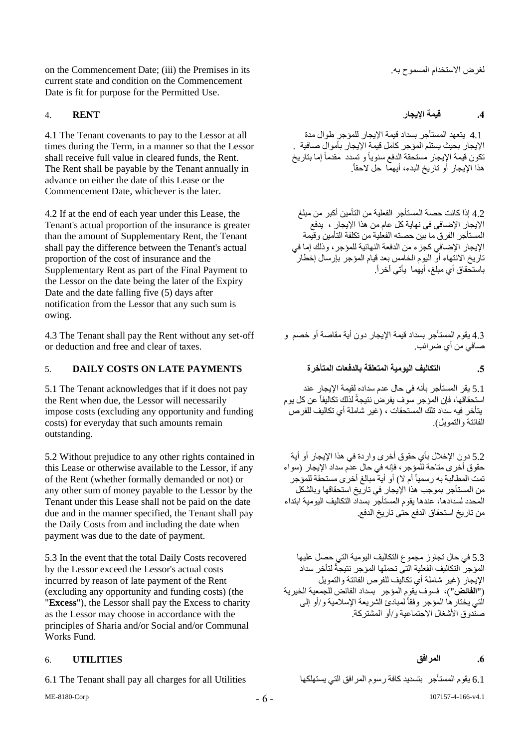on the Commencement Date; (iii) the Premises in its current state and condition on the Commencement Date is fit for purpose for the Permitted Use.

لغرض الاستخدام المسموح به.

## 4. RENT

## .4 قيمة الإيجار

4.1 The Tenant covenants to pay to the Lessor at all times during the Term, in a manner so that the Lessor shall receive full value in cleared funds, the Rent. The Rent shall be payable by the Tenant annually in advance on either the date of this Lease or the Commencement Date, whichever is the later.

4.1 يتعهد المستأجر بسداد قيمة الإيجار للمؤجر طوال مدة الإيجار بحيث يستلم المؤجر كامل قيمة الإيجار بأموال صافية . تكون قيمة الإيجار مستحقة الدفع سنوياً و تسدد مقدماً إما بتاريخ هذا الإيجار أو تاريخ البدء، أيهما حل لاحقاً.

4.2 If at the end of each year under this Lease, the Tenant's actual proportion of the insurance is greater than the amount of Supplementary Rent, the Tenant shall pay the difference between the Tenant's actual proportion of the cost of insurance and the Supplementary Rent as part of the Final Payment to the Lessor on the date being the later of the Expiry Date and the date falling five (5) days after notification from the Lessor that any such sum is owing.

4.2 إذا كانت حصة المستأجر الفعلية من التأمين أكبر من مبلغ الإيجار الإضافي في نهاية كل عام من هذا الإيجار ، يدفع المستأجر الفرق ما بين حصته الفعلية من تكلفة التأمين وقيمة الإيجار الإضافي كجزء من الدفعة النهائية للمؤجر، وذلك إما في تاريخ الانتهاء أو اليوم الخامس بعد قيام المؤجر بإرسال إخطار باستحقاق أي مبلغ، أيهما يأتي آخراً.

4.3 The Tenant shall pay the Rent without any set-off or deduction and free and clear of taxes.

4.3 يقوم المستأجر بسداد قيمة الإيجار دون أية مقاصة أو خصم و صافي من أي ضرائب.

## 5. DAILY COSTS ON LATE PAYMENTS

## .5 التكاليف اليومية المتعلقة بالدفعات المتأخرة

5.1 The Tenant acknowledges that if it does not pay the Rent when due, the Lessor will necessarily impose costs (excluding any opportunity and funding costs) for everyday that such amounts remain outstanding.

5.1 يقر المستأجر بأنه في حال عدم سداده لقيمة الإيجار عند استحقاقها، فإن المؤجر سوف يفرض نتيجةً لذلك تكاليفاً عن كل يوم يتأخر فيه سداد تلك المستحقات ، (غير شاملة أي تكاليف للفرص الفائتة والتمويل).

5.2 Without prejudice to any other rights contained in this Lease or otherwise available to the Lessor, if any of the Rent (whether formally demanded or not) or any other sum of money payable to the Lessor by the Tenant under this Lease shall not be paid on the date due and in the manner specified, the Tenant shall pay the Daily Costs from and including the date when payment was due to the date of payment.

5.2 دون الإخلال بأي حقوق أخرى واردة في هذا الإيجار أو أية حقوق أخرى متاحة للمؤجر، فإنه في حال عدم سداد الإيجار (سواء تمت المطالبة به رسمياً أم لا) أو أية مبالغ أخرى مستحقة للمؤجر من المستأجر بموجب هذا الإيجار في تاريخ استحقاقها وبالشكل المحدد لسدادها، عندها يقوم المستأجر بسداد التكاليف اليومية ابتداء من تاريخ استحقاق الدفع حتى تاريخ الدفع.

5.3 In the event that the total Daily Costs recovered by the Lessor exceed the Lessor's actual costs incurred by reason of late payment of the Rent (excluding any opportunity and funding costs) (the "**Excess**"), the Lessor shall pay the Excess to charity as the Lessor may choose in accordance with the principles of Sharia and/or Social and/or Communal Works Fund.

5.3 في حال تجاوز مجموع التكاليف اليومية التي حصل عليها المؤجر التكاليف الفعلية التي تحملها المؤجر نتيجةً لتأخر سداد الإيجار (غير شاملة أي تكاليف للفرص الفائتة والتمويل) ("**الفائض**")، فسوف يقوم المؤجر بسداد الفائض للجمعية الخيرية التي يختارها المؤجر وفقاً لمبادئ الشريعة الإسلامية و/أو إلى صندوق الأشغال الاجتماعية و/أو المشتركة.

## 6. UTILITIES

## .6 المرافق

6.1 The Tenant shall pay all charges for all Utilities

6.1 يقوم المستأجر بتسديد كافة رسوم المرافق التي يستهلكها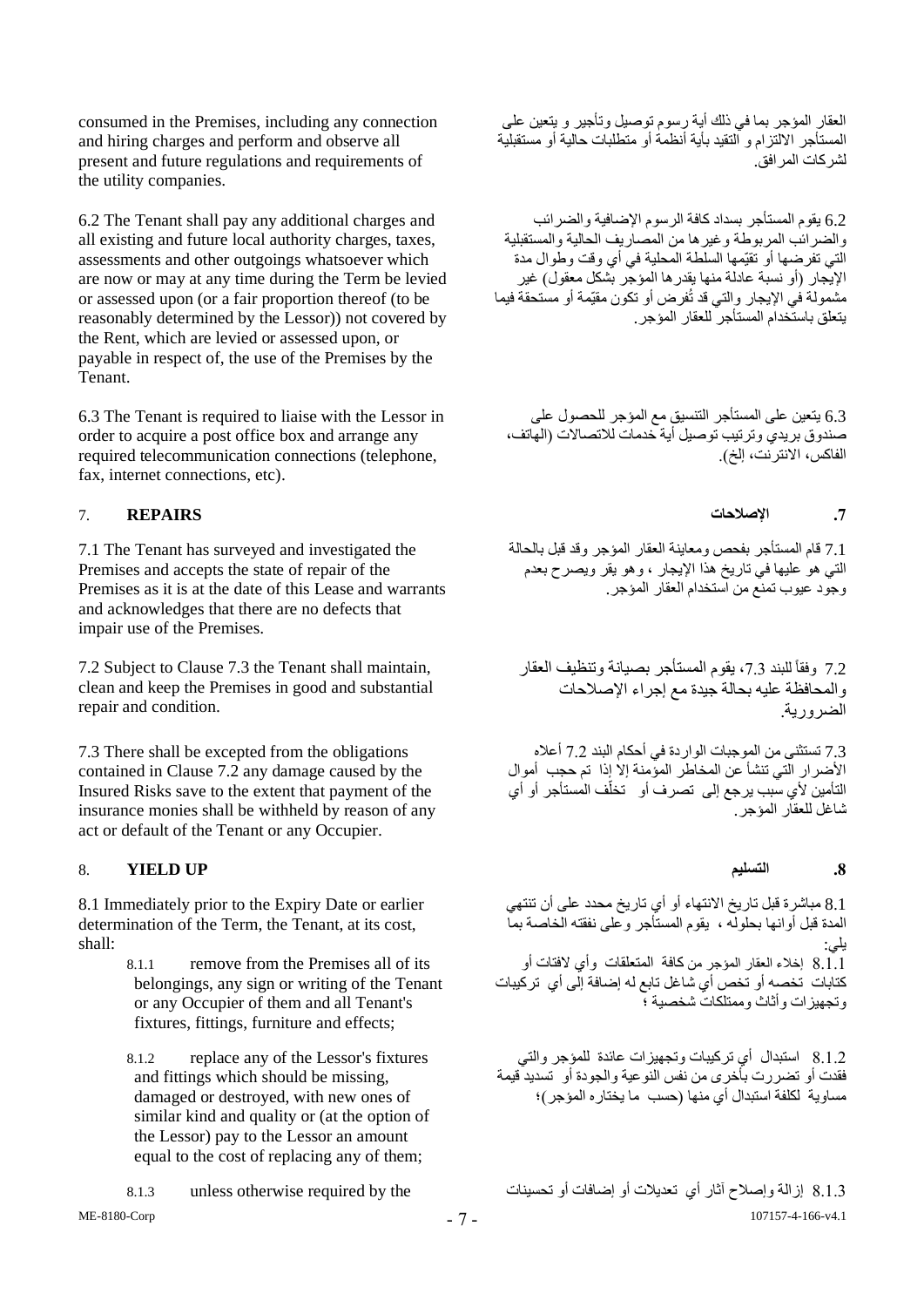consumed in the Premises, including any connection and hiring charges and perform and observe all present and future regulations and requirements of the utility companies.

العقار المؤجر بما في ذلك أية رسوم توصيل وتأجير و يتعين على المستأجر الالتزام و التقيد بأية أنظمة أو متطلبات حالية أو مستقبلية لشركات المرافق.

6.2 The Tenant shall pay any additional charges and all existing and future local authority charges, taxes, assessments and other outgoings whatsoever which are now or may at any time during the Term be levied or assessed upon (or a fair proportion thereof (to be reasonably determined by the Lessor)) not covered by the Rent, which are levied or assessed upon, or payable in respect of, the use of the Premises by the Tenant.

6.2 يقوم المستأجر بسداد كافة الرسوم الإضافية والضرائب والضرائب المربوطة وغيرها من المصاريف الحالية والمستقبلية التي تفرضها أو تقيّمها السلطة المحلية في أي وقت وطوال مدة الإيجار (أو نسبة عادلة منها يقدرها المؤجر بشكل معقول) غير مشمولة في الإيجار والتي قد تُفرض أو تكون مقيّمة أو مستحقة فيما يتعلق باستخدام المستأجر للعقار المؤجر.

6.3 The Tenant is required to liaise with the Lessor in order to acquire a post office box and arrange any required telecommunication connections (telephone, fax, internet connections, etc).

6.3 يتعين على المستأجر التنسيق مع المؤجر للحصول على صندوق بريدي وترتيب توصيل أية خدمات للاتصالات (الهاتف، الفاكس، الانترنت، إلخ).

## 7. REPAIRS

## 7. الإصلاحات

7.1 The Tenant has surveyed and investigated the Premises and accepts the state of repair of the Premises as it is at the date of this Lease and warrants and acknowledges that there are no defects that impair use of the Premises.

7.1 قام المستأجر بفحص ومعاينة العقار المؤجر وقد قبل بالحالة التي هو عليها في تاريخ هذا الإيجار ، وهو يقر ويصرح بعدم وجود عيوب تمنع من استخدام العقار المؤجر.

7.2 Subject to Clause 7.3 the Tenant shall maintain, clean and keep the Premises in good and substantial repair and condition.

7.2 وفقاً للبند 7.3، يقوم المستأجر بصيانة وتنظيف العقار والمحافظة عليه بحالة جيدة مع إجراء الإصلاحات الضرورية.

7.3 There shall be excepted from the obligations contained in Clause 7.2 any damage caused by the Insured Risks save to the extent that payment of the insurance monies shall be withheld by reason of any act or default of the Tenant or any Occupier.

7.3 تستثنى من الموجبات الواردة في أحكام البند 7.2 أعلاه الأضرار التي تنشأ عن المخاطر المؤمنة إلا إذا تم حجب أموال التأمين لأي سبب يرجع إلى تصرف أو تخلّف المستأجر أو أي شاغل للعقار المؤجر.

## 8. YIELD UP

## 8. التسليم

8.1 Immediately prior to the Expiry Date or earlier determination of the Term, the Tenant, at its cost, shall:

8.1 مباشرة قبل تاريخ الانتهاء أو أي تاريخ محدد على أن تنتهي المدة قبل أوانها بحلوله ، يقوم المستأجر وعلى نفقته الخاصة بما يلي:

8.1.1 remove from the Premises all of its belongings, any sign or writing of the Tenant or any Occupier of them and all Tenant's fixtures, fittings, furniture and effects;

8.1.1 إخلاء العقار المؤجر من كافة المتعلقات وأي لافتات أو كتابات تخصه أو تخص أي شاغل تابع له إضافة إلى أي تركيبات وتجهيزات وأثاث وممتلكات شخصية ؛

8.1.2 replace any of the Lessor's fixtures and fittings which should be missing, damaged or destroyed, with new ones of similar kind and quality or (at the option of the Lessor) pay to the Lessor an amount equal to the cost of replacing any of them;

8.1.2 استبدال أي تركيبات وتجهيزات عائدة للمؤجر والتي فقدت أو تضررت بأخرى من نفس النوعية والجودة أو تسديد قيمة مساوية لكلفة استبدال أي منها (حسب ما يختاره المؤجر)؛

8.1.3 unless otherwise required by the

8.1.3 إزالة وإصلاح آثار أي تعديلات أو إضافات أو تحسينات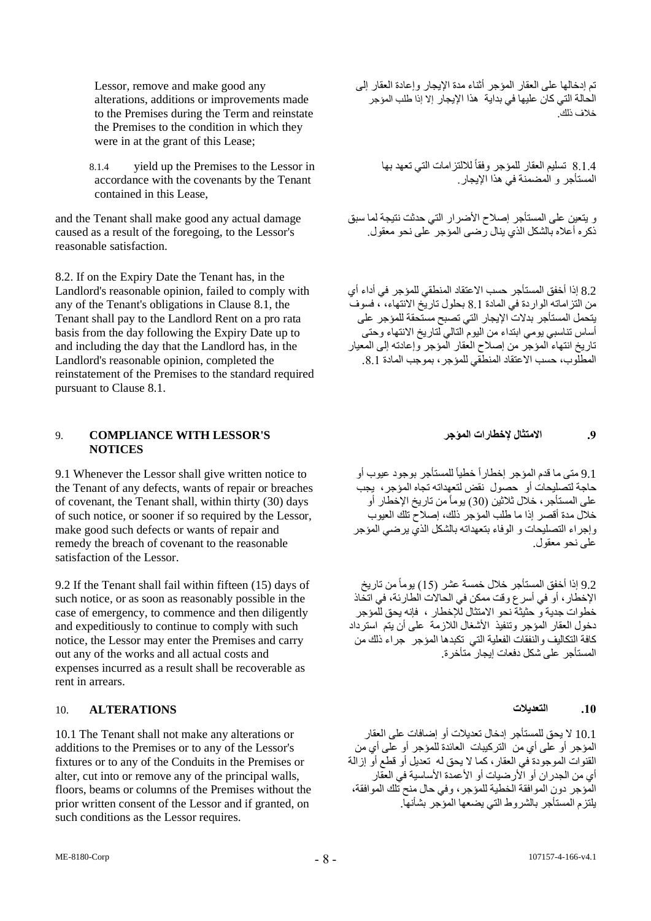Lessor, remove and make good any alterations, additions or improvements made to the Premises during the Term and reinstate the Premises to the condition in which they were in at the grant of this Lease;

تم إدخالها على العقار المؤجر أثناء مدة الإيجار وإعادة العقار إلى الحالة التي كان عليها في بداية هذا الإيجار إلا إذا طلب المؤجر خلاف ذلك.

8.1.4 yield up the Premises to the Lessor in accordance with the covenants by the Tenant contained in this Lease,

8.1.4 تسليم العقار للمؤجر وفقاً للالتزامات التي تعهد بها المستأجر و المضمنة في هذا الإيجار.

and the Tenant shall make good any actual damage caused as a result of the foregoing, to the Lessor's reasonable satisfaction.

و يتعين على المستأجر إصلاح الأضرار التي حدثت نتيجة لما سبق ذكره أعلاه بالشكل الذي ينال رضى المؤجر على نحو معقول.

8.2. If on the Expiry Date the Tenant has, in the Landlord's reasonable opinion, failed to comply with any of the Tenant's obligations in Clause 8.1, the Tenant shall pay to the Landlord Rent on a pro rata basis from the day following the Expiry Date up to and including the day that the Landlord has, in the Landlord's reasonable opinion, completed the reinstatement of the Premises to the standard required pursuant to Clause 8.1.

8.2 إذا أخفق المستأجر حسب الاعتقاد المنطقي للمؤجر في أداء أي من التزاماته الواردة في المادة 8.1 بحلول تاريخ الانتهاء، ، فسوف يتحمل المستأجر بدلات الإيجار التي تصبح مستحقة للمؤجر على أساس تناسبي يومي ابتداء من اليوم التالي لتاريخ الانتهاء وحتى تاريخ انتهاء المؤجر من إصلاح العقار المؤجر وإعادته إلى المعيار المطلوب، حسب الاعتقاد المنطقي للمؤجر، بموجب المادة 8.1.

## 9. COMPLIANCE WITH LESSOR'S NOTICES

## .9 الامتثال لإخطارات المؤجر

9.1 Whenever the Lessor shall give written notice to the Tenant of any defects, wants of repair or breaches of covenant, the Tenant shall, within thirty (30) days of such notice, or sooner if so required by the Lessor, make good such defects or wants of repair and remedy the breach of covenant to the reasonable satisfaction of the Lessor.

9.1 متى ما قدم المؤجر إخطاراً خطياً للمستأجر بوجود عيوب أو حاجة لتصليحات أو حصول نقض لتعهداته تجاه المؤجر، يجب على المستأجر، خلال ثلاثين (30) يوماً من تاريخ الإخطار أو خلال مدة أقصر إذا ما طلب المؤجر ذلك، إصلاح تلك العيوب وإجراء التصليحات و الوفاء بتعهداته بالشكل الذي يرضي المؤجر على نحو معقول.

9.2 If the Tenant shall fail within fifteen (15) days of such notice, or as soon as reasonably possible in the case of emergency, to commence and then diligently and expeditiously to continue to comply with such notice, the Lessor may enter the Premises and carry out any of the works and all actual costs and expenses incurred as a result shall be recoverable as rent in arrears.

9.2 إذا أخفق المستأجر خلال خمسة عشر (15) يوماً من تاريخ الإخطار، أو في أسرع وقت ممكن في الحالات الطارئة، في اتخاذ خطوات جدية و حثيثة نحو الامتثال للإخطار ، فإنه يحق للمؤجر دخول العقار المؤجر وتنفيذ الأشغال اللازمة على أن يتم استرداد كافة التكاليف والنفقات الفعلية التي تكبدها المؤجر جراء ذلك من المستأجر على شكل دفعات إيجار متأخرة.

## 10. ALTERATIONS

## .10 التعديلات

10.1 The Tenant shall not make any alterations or additions to the Premises or to any of the Lessor's fixtures or to any of the Conduits in the Premises or alter, cut into or remove any of the principal walls, floors, beams or columns of the Premises without the prior written consent of the Lessor and if granted, on such conditions as the Lessor requires.

10.1 لا يحق للمستأجر إدخال تعديلات أو إضافات على العقار المؤجر أو على أي من التركيبات العائدة للمؤجر أو على أي من القنوات الموجودة في العقار، كما لا يحق له تعديل أو قطع أو إزالة أي من الجدران أو الأرضيات أو الأعمدة الأساسية في العقار المؤجر دون الموافقة الخطية للمؤجر، وفي حال منح تلك الموافقة، يلتزم المستأجر بالشروط التي يضعها المؤجر بشأنها.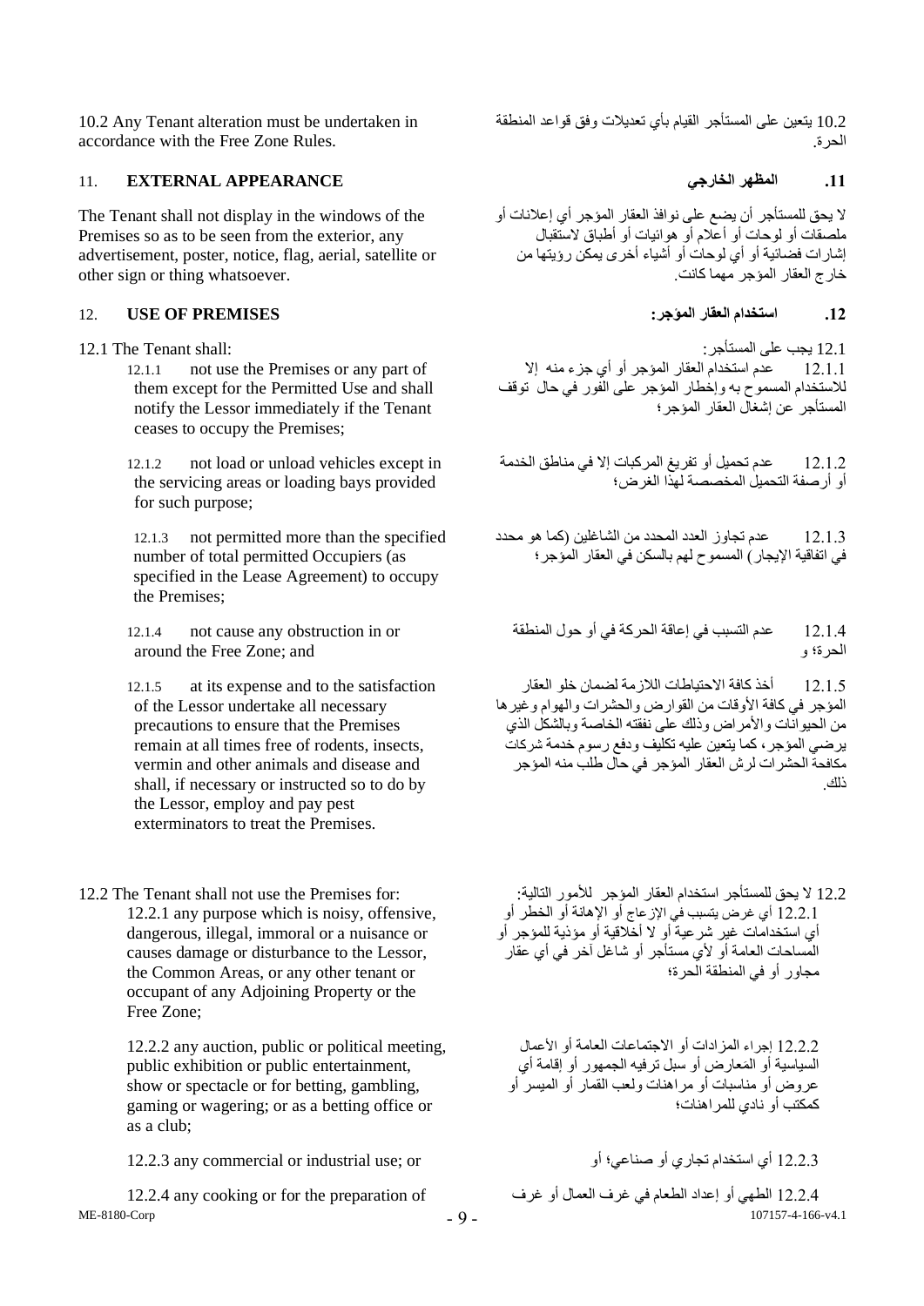10.2 Any Tenant alteration must be undertaken in accordance with the Free Zone Rules.

10.2 يتعين على المستأجر القيام بأي تعديلات وفق قواعد المنطقة الحرة.

## 11. EXTERNAL APPEARANCE

## .11 المظهر الخارجي

The Tenant shall not display in the windows of the Premises so as to be seen from the exterior, any advertisement, poster, notice, flag, aerial, satellite or other sign or thing whatsoever.

لا يحق للمستأجر أن يضع على نوافذ العقار المؤجر أي إعلانات أو ملصقات أو لوحات أو أعلام أو هوائيات أو أطباق لاستقبال إشارات فضائية أو أي لوحات أو أشياء أخرى يمكن رؤيتها من خارج العقار المؤجر مهما كانت.

## 12. USE OF PREMISES

## .12 استخدام العقار المؤجر:

12.1 The Tenant shall:

12.1.1 not use the Premises or any part of them except for the Permitted Use and shall notify the Lessor immediately if the Tenant ceases to occupy the Premises;

12.1.2 not load or unload vehicles except in the servicing areas or loading bays provided for such purpose;

12.1.3 not permitted more than the specified number of total permitted Occupiers (as specified in the Lease Agreement) to occupy the Premises;

12.1.4 not cause any obstruction in or around the Free Zone; and

12.1.5 at its expense and to the satisfaction of the Lessor undertake all necessary precautions to ensure that the Premises remain at all times free of rodents, insects, vermin and other animals and disease and shall, if necessary or instructed so to do by the Lessor, employ and pay pest exterminators to treat the Premises.

12.1 يجب على المستأجر:

12.1.1 عدم استخدام العقار المؤجر أو أي جزء منه إلا للاستخدام المسموح به وإخطار المؤجر على الفور في حال توقف المستأجر عن إشغال العقار المؤجر؛

12.1.2 عدم تحميل أو تفريغ المركبات إلا في مناطق الخدمة أو أرصفة التحميل المخصصة لهذا الغرض؛

12.1.3 عدم تجاوز العدد المحدد من الشاغلين (كما هو محدد في اتفاقية الإيجار) المسموح لهم بالسكن في العقار المؤجر؛

12.1.4 عدم التسبب في إعاقة الحركة في أو حول المنطقة الحرة؛ و

12.1.5 أخذ كافة الاحتياطات اللازمة لضمان خلو العقار المؤجر في كافة الأوقات من القوارض والحشرات والهوام وغيرها من الحيوانات والأمراض وذلك على نفقته الخاصة وبالشكل الذي يرضي المؤجر، كما يتعين عليه تكليف ودفع رسوم خدمة شركات مكافحة الحشرات لرش العقار المؤجر في حال طلب منه المؤجر ذلك.

12.2 The Tenant shall not use the Premises for:

12.2.1 any purpose which is noisy, offensive, dangerous, illegal, immoral or a nuisance or causes damage or disturbance to the Lessor, the Common Areas, or any other tenant or occupant of any Adjoining Property or the Free Zone;

12.2.2 any auction, public or political meeting, public exhibition or public entertainment, show or spectacle or for betting, gambling, gaming or wagering; or as a betting office or as a club;

12.2.3 any commercial or industrial use; or

12.2.4 any cooking or for the preparation of

12.2 لا يحق للمستأجر استخدام العقار المؤجر للأمور التالية:

12.2.1 أي غرض يتسبب في الإزعاج أو الإهانة أو الخطر أو أي استخدامات غير شرعية أو لا أخلاقية أو مؤذية للمؤجر أو المساحات العامة أو لأي مستأجر أو شاغل آخر في أي عقار مجاور أو في المنطقة الحرة؛

12.2.2 إجراء المزادات أو الاجتماعات العامة أو الأعمال السياسية أو المعارض أو سبل ترفيه الجمهور أو إقامة أي عروض أو مناسبات أو مراهنات ولعب القمار أو الميسر أو كمكتب أو نادي للمراهنات؛

12.2.3 أي استخدام تجاري أو صناعي؛ أو

12.2.4 الطهي أو إعداد الطعام في غرف العمال أو غرف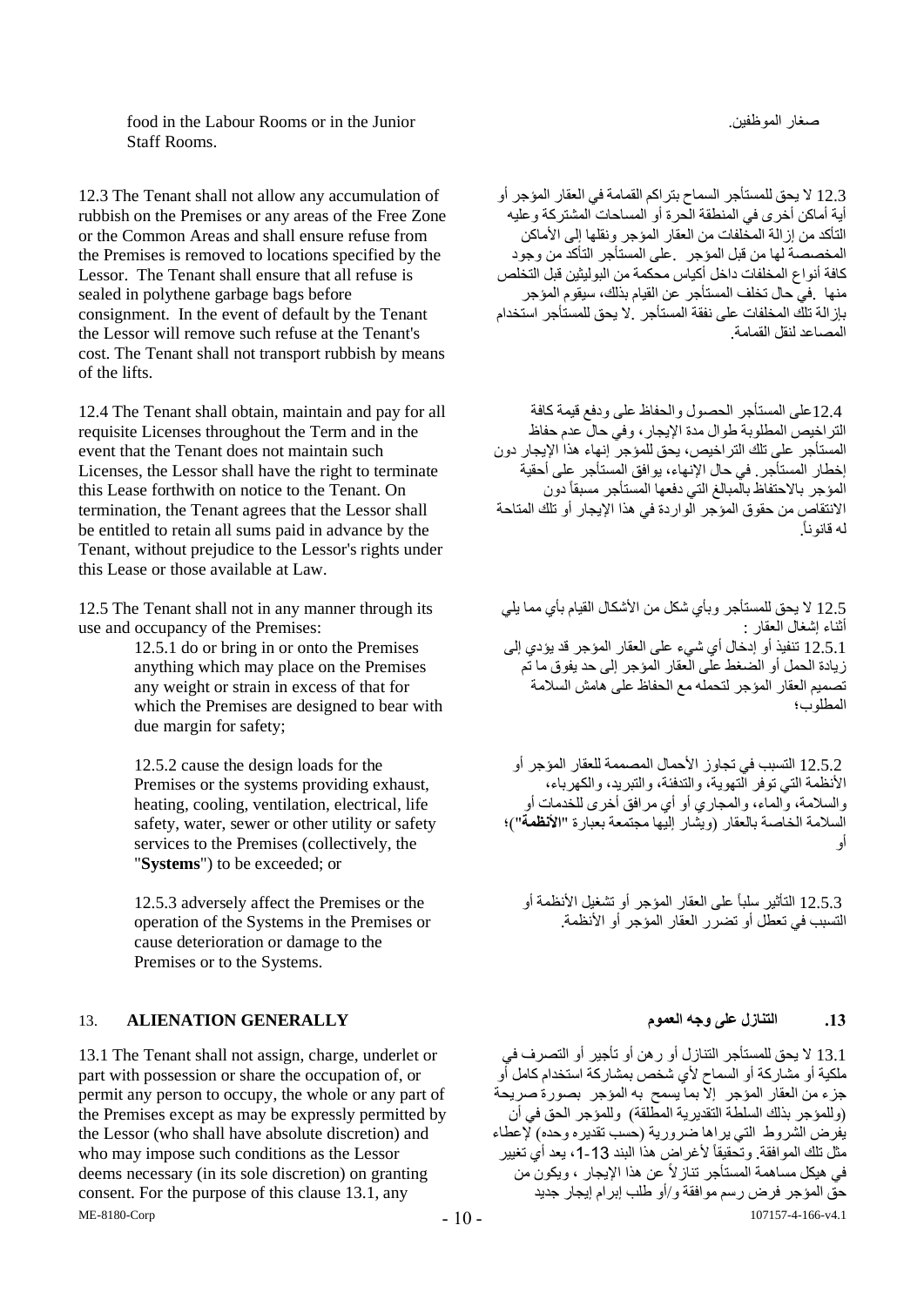food in the Labour Rooms or in the Junior Staff Rooms.

صغار الموظفين.

12.3 The Tenant shall not allow any accumulation of rubbish on the Premises or any areas of the Free Zone or the Common Areas and shall ensure refuse from the Premises is removed to locations specified by the Lessor. The Tenant shall ensure that all refuse is sealed in polythene garbage bags before consignment. In the event of default by the Tenant the Lessor will remove such refuse at the Tenant's cost. The Tenant shall not transport rubbish by means of the lifts.

12.3 لا يحق للمستأجر السماح بتراكم القمامة في العقار المؤجر أو أية أماكن أخرى في المنطقة الحرة أو المساحات المشتركة وعليه التأكد من إزالة المخلفات من العقار المؤجر ونقلها إلى الأماكن المخصصة لها من قبل المؤجر .على المستأجر التأكد من وجود كافة أنواع المخلفات داخل أكياس محكمة من البوليثين قبل التخلص منها .في حال تخلف المستأجر عن القيام بذلك، سيقوم المؤجر بإزالة تلك المخلفات على نفقة المستأجر .لا يحق للمستأجر استخدام المصاعد لنقل القمامة.

12.4 The Tenant shall obtain, maintain and pay for all requisite Licenses throughout the Term and in the event that the Tenant does not maintain such Licenses, the Lessor shall have the right to terminate this Lease forthwith on notice to the Tenant. On termination, the Tenant agrees that the Lessor shall be entitled to retain all sums paid in advance by the Tenant, without prejudice to the Lessor's rights under this Lease or those available at Law.

12.4على المستأجر الحصول والحفاظ على ودفع قيمة كافة التراخيص المطلوبة طوال مدة الإيجار، وفي حال عدم حفاظ المستأجر على تلك التراخيص، يحق للمؤجر إنهاء هذا الإيجار دون إخطار المستأجر. في حال الإنهاء، يوافق المستأجر على أحقية المؤجر بالاحتفاظ بالمبالغ التي دفعها المستأجر مسبقاً دون الانتقاص من حقوق المؤجر الواردة في هذا الإيجار أو تلك المتاحة له قانوناً.

12.5 The Tenant shall not in any manner through its use and occupancy of the Premises:

12.5 لا يحق للمستأجر وبأي شكل من الأشكال القيام بأي مما يلي أثناء إشغال العقار :

12.5.1 do or bring in or onto the Premises anything which may place on the Premises any weight or strain in excess of that for which the Premises are designed to bear with due margin for safety;

12.5.1 تنفيذ أو إدخال أي شيء على العقار المؤجر قد يؤدي إلى زيادة الحمل أو الضغط على العقار المؤجر إلى حد يفوق ما تم تصميم العقار المؤجر لتحمله مع الحفاظ على هامش السلامة المطلوب؛

12.5.2 cause the design loads for the Premises or the systems providing exhaust, heating, cooling, ventilation, electrical, life safety, water, sewer or other utility or safety services to the Premises (collectively, the "**Systems**") to be exceeded; or

12.5.2 التسبب في تجاوز الأحمال المصممة للعقار المؤجر أو الأنظمة التي توفر التهوية، والتدفئة، والتبريد، والكهرباء، والسلامة، والماء، والمجاري أو أي مرافق أخرى للخدمات أو السلامة الخاصة بالعقار (ويشار إليها مجتمعة بعبارة "**الأنظمة**")؛ أو

12.5.3 adversely affect the Premises or the operation of the Systems in the Premises or cause deterioration or damage to the Premises or to the Systems.

12.5.3 التأثير سلباً على العقار المؤجر أو تشغيل الأنظمة أو التسبب في تعطل أو تضرر العقار المؤجر أو الأنظمة.

## 13. ALIENATION GENERALLY

## .13 التنازل على وجه العموم

13.1 The Tenant shall not assign, charge, underlet or part with possession or share the occupation of, or permit any person to occupy, the whole or any part of the Premises except as may be expressly permitted by the Lessor (who shall have absolute discretion) and who may impose such conditions as the Lessor deems necessary (in its sole discretion) on granting consent. For the purpose of this clause 13.1, any

13.1 لا يحق للمستأجر التنازل أو رهن أو تأجير أو التصرف في ملكية أو مشاركة أو السماح لأي شخص بمشاركة استخدام كامل أو جزء من العقار المؤجر إلا بما يسمح به المؤجر بصورة صريحة (وللمؤجر بذلك السلطة التقديرية المطلقة) وللمؤجر الحق في أن يفرض الشروط التي يراها ضرورية (حسب تقديره وحده) لإعطاء مثل تلك الموافقة. وتحقيقاً لأغراض هذا البند 13-1، يعد أي تغيير في هيكل مساهمة المستأجر تنازلاً عن هذا الإيجار ، ويكون من حق المؤجر فرض رسم موافقة و/أو طلب إبرام إيجار جديد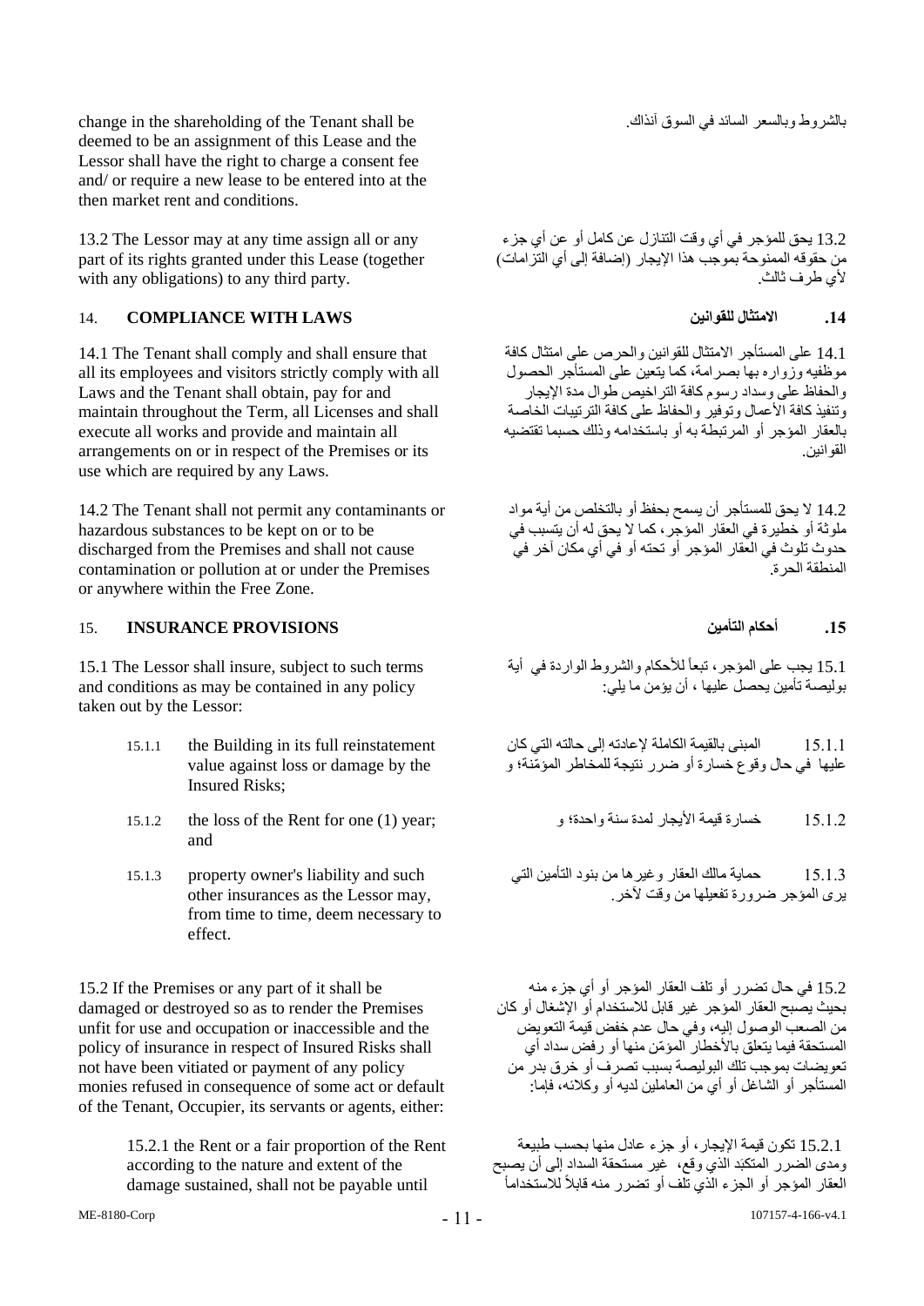change in the shareholding of the Tenant shall be deemed to be an assignment of this Lease and the Lessor shall have the right to charge a consent fee and/ or require a new lease to be entered into at the then market rent and conditions.

بالشروط وبالسعر السائد في السوق آنذاك.

13.2 The Lessor may at any time assign all or any part of its rights granted under this Lease (together with any obligations) to any third party.

13.2 يحق للمؤجر في أي وقت التنازل عن كامل أو عن أي جزء من حقوقه الممنوحة بموجب هذا الإيجار (إضافة إلى أي التزامات) لأي طرف ثالث.

## 14. COMPLIANCE WITH LAWS

## 14. الامتثال للقوانين

14.1 The Tenant shall comply and shall ensure that all its employees and visitors strictly comply with all Laws and the Tenant shall obtain, pay for and maintain throughout the Term, all Licenses and shall execute all works and provide and maintain all arrangements on or in respect of the Premises or its use which are required by any Laws.

14.1 على المستأجر الامتثال للقوانين والحرص على امتثال كافة موظفيه وزواره بها بصرامة، كما يتعين على المستأجر الحصول والحفاظ على وسداد رسوم كافة التراخيص طوال مدة الإيجار وتنفيذ كافة الأعمال وتوفير والحفاظ على كافة الترتيبات الخاصة بالعقار المؤجر أو المرتبطة به أو باستخدامه وذلك حسبما تقتضيه القوانين.

14.2 The Tenant shall not permit any contaminants or hazardous substances to be kept on or to be discharged from the Premises and shall not cause contamination or pollution at or under the Premises or anywhere within the Free Zone.

14.2 لا يحق للمستأجر أن يسمح بحفظ أو بالتخلص من أية مواد ملوثة أو خطيرة في العقار المؤجر، كما لا يحق له أن يتسبب في حدوث تلوث في العقار المؤجر أو تحته أو في أي مكان آخر في المنطقة الحرة.

## 15. INSURANCE PROVISIONS

## 15. أحكام التأمين

15.1 The Lessor shall insure, subject to such terms and conditions as may be contained in any policy taken out by the Lessor:

15.1 يجب على المؤجر، تبعاً للأحكام والشروط الواردة في أية بوليصة تأمين يحصل عليها ، أن يؤمن ما يلي:

15.1.1 the Building in its full reinstatement value against loss or damage by the Insured Risks;

15.1.1 المبنى بالقيمة الكاملة لإعادته إلى حالته التي كان عليها في حال وقوع خسارة أو ضرر نتيجة للمخاطر المؤمّنة؛ و

15.1.2 the loss of the Rent for one (1) year; and

15.1.2 خسارة قيمة الأيجار لمدة سنة واحدة؛ و

15.1.3 property owner's liability and such other insurances as the Lessor may, from time to time, deem necessary to effect.

15.1.3 حماية مالك العقار وغيرها من بنود التأمين التي يرى المؤجر ضرورة تفعيلها من وقت لآخر.

15.2 If the Premises or any part of it shall be damaged or destroyed so as to render the Premises unfit for use and occupation or inaccessible and the policy of insurance in respect of Insured Risks shall not have been vitiated or payment of any policy monies refused in consequence of some act or default of the Tenant, Occupier, its servants or agents, either:

15.2 في حال تضرر أو تلف العقار المؤجر أو أي جزء منه بحيث يصبح العقار المؤجر غير قابل للاستخدام أو الإشغال أو كان من الصعب الوصول إليه، وفي حال عدم خفض قيمة التعويض المستحقة فيما يتعلق بالأخطار المؤمّن منها أو رفض سداد أي تعويضات بموجب تلك البوليصة بسبب تصرف أو خرق بدر من المستأجر أو الشاغل أو أي من العاملين لديه أو وكلائه، فإما:

15.2.1 the Rent or a fair proportion of the Rent according to the nature and extent of the damage sustained, shall not be payable until

15.2.1 تكون قيمة الإيجار، أو جزء عادل منها بحسب طبيعة ومدى الضرر المتكبّد الذي وقع، غير مستحقة السداد إلى أن يصبح العقار المؤجر أو الجزء الذي تلف أو تضرر منه قابلاً للاستخدام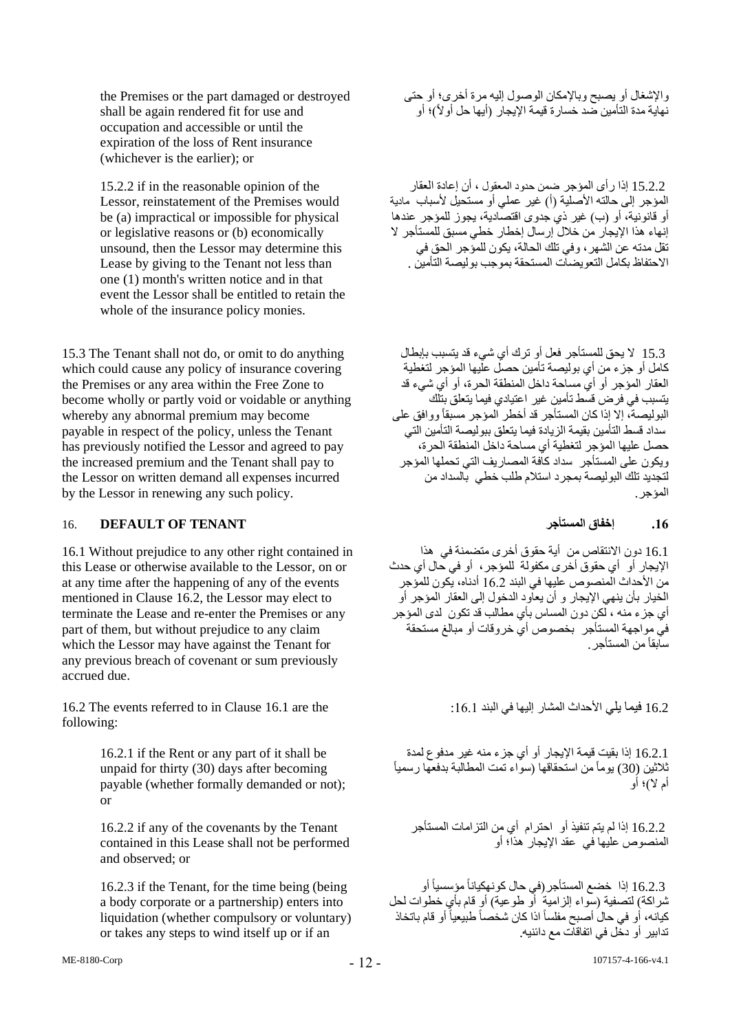the Premises or the part damaged or destroyed shall be again rendered fit for use and occupation and accessible or until the expiration of the loss of Rent insurance (whichever is the earlier); or

والإشغال أو يصبح وبالإمكان الوصول إليه مرة أخرى؛ أو حتى نهاية مدة التأمين ضد خسارة قيمة الإيجار (أيها حل أولاً)؛ أو

15.2.2 if in the reasonable opinion of the Lessor, reinstatement of the Premises would be (a) impractical or impossible for physical or legislative reasons or (b) economically unsound, then the Lessor may determine this Lease by giving to the Tenant not less than one (1) month's written notice and in that event the Lessor shall be entitled to retain the whole of the insurance policy monies.

15.2.2 إذا رأى المؤجر ضمن حدود المعقول ، أن إعادة العقار المؤجر إلى حالته الأصلية (أ) غير عملي أو مستحيل لأسباب مادية أو قانونية، أو (ب) غير ذي جدوى اقتصادية، يجوز للمؤجر عندها إنهاء هذا الإيجار من خلال إرسال إخطار خطي مسبق للمستأجر لا تقل مدته عن الشهر، وفي تلك الحالة، يكون للمؤجر الحق في الاحتفاظ بكامل التعويضات المستحقة بموجب بوليصة التأمين .

15.3 The Tenant shall not do, or omit to do anything which could cause any policy of insurance covering the Premises or any area within the Free Zone to become wholly or partly void or voidable or anything whereby any abnormal premium may become payable in respect of the policy, unless the Tenant has previously notified the Lessor and agreed to pay the increased premium and the Tenant shall pay to the Lessor on written demand all expenses incurred by the Lessor in renewing any such policy.

15.3 لا يحق للمستأجر فعل أو ترك أي شيء قد يتسبب بإبطال كامل أو جزء من أي بوليصة تأمين حصل عليها المؤجر لتغطية العقار المؤجر أو أي مساحة داخل المنطقة الحرة، أو أي شيء قد يتسبب في فرض قسط تأمين غير اعتيادي فيما يتعلق بتلك البوليصة، إلا إذا كان المستأجر قد أخطر المؤجر مسبقاً ووافق على سداد قسط التأمين بقيمة الزيادة فيما يتعلق ببوليصة التأمين التي حصل عليها المؤجر لتغطية أي مساحة داخل المنطقة الحرة، ويكون على المستأجر سداد كافة المصاريف التي تحملها المؤجر لتجديد تلك البوليصة بمجرد استلام طلب خطي بالسداد من المؤجر.

## 16. DEFAULT OF TENANT

## 16. إخفاق المستأجر

16.1 Without prejudice to any other right contained in this Lease or otherwise available to the Lessor, on or at any time after the happening of any of the events mentioned in Clause 16.2, the Lessor may elect to terminate the Lease and re-enter the Premises or any part of them, but without prejudice to any claim which the Lessor may have against the Tenant for any previous breach of covenant or sum previously accrued due.

16.1 دون الانتقاص من أية حقوق أخرى متضمنة في هذا الإيجار أو أي حقوق أخرى مكفولة للمؤجر، أو في حال أي حدث من الأحداث المنصوص عليها في البند 16.2 أدناه، يكون للمؤجر الخيار بأن ينهي الإيجار و أن يعاود الدخول إلى العقار المؤجر أو أي جزء منه ، لكن دون المساس بأي مطالب قد تكون لدى المؤجر في مواجهة المستأجر بخصوص أي خروقات أو مبالغ مستحقة سابقاً من المستأجر.

16.2 The events referred to in Clause 16.1 are the following:

16.2 فيما يلي الأحداث المشار إليها في البند 16.1:

16.2.1 if the Rent or any part of it shall be unpaid for thirty (30) days after becoming payable (whether formally demanded or not); or

16.2.1 إذا بقيت قيمة الإيجار أو أي جزء منه غير مدفوع لمدة ثلاثين (30) يوماً من استحقاقها (سواء تمت المطالبة بدفعها رسمياً أم لا)؛ أو

16.2.2 if any of the covenants by the Tenant contained in this Lease shall not be performed and observed; or

16.2.2 إذا لم يتم تنفيذ أو احترام أي من التزامات المستأجر المنصوص عليها في عقد الإيجار هذا؛ أو

16.2.3 if the Tenant, for the time being (being a body corporate or a partnership) enters into liquidation (whether compulsory or voluntary) or takes any steps to wind itself up or if an

16.2.3 إذا خضع المستأجر(في حال كونهكياناً مؤسسياً أو شراكة) لتصفية (سواء إلزامية أو طوعية) أو قام بأي خطوات لحل كيانه، أو في حال أصبح مفلساً اذا كان شخصاً طبيعياً أو قام باتخاذ تدابير أو دخل في اتفاقات مع دائنيه.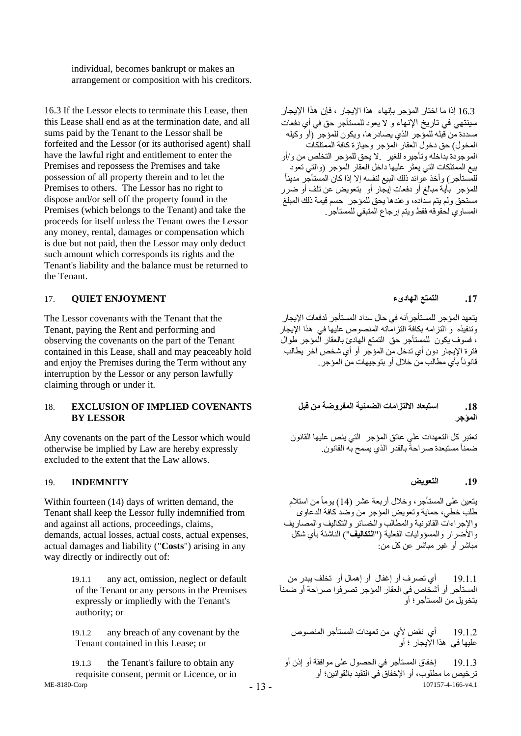individual, becomes bankrupt or makes an arrangement or composition with his creditors.

16.3 If the Lessor elects to terminate this Lease, then this Lease shall end as at the termination date, and all sums paid by the Tenant to the Lessor shall be forfeited and the Lessor (or its authorised agent) shall have the lawful right and entitlement to enter the Premises and repossess the Premises and take possession of all property therein and to let the Premises to others. The Lessor has no right to dispose and/or sell off the property found in the Premises (which belongs to the Tenant) and take the proceeds for itself unless the Tenant owes the Lessor any money, rental, damages or compensation which is due but not paid, then the Lessor may only deduct such amount which corresponds its rights and the Tenant's liability and the balance must be returned to the Tenant.

16.3 إذا ما اختار المؤجر بإنهاء هذا الإيجار ، فإن هذا الإيجار سينتهي في تاريخ الإنهاء و لا يعود للمستأجر حق في أي دفعات مسددة من قبله للمؤجر الذي يصادرها، ويكون للمؤجر (أو وكيله المخول) حق دخول العقار المؤجر وحيازة كافة الممتلكات الموجودة بداخله وتأجيره للغير .لا يحق للمؤجر التخلص من و/أو بيع الممتلكات التي يعثر عليها داخل العقار المؤجر (والتي تعود للمستأجر) وأخذ عوائد ذلك البيع لنفسه إلا إذا كان المستأجر مديناً للمؤجر بأية مبالغ أو دفعات إيجار أو بتعويض عن تلف أو ضرر مستحق ولم يتم سداده، وعندها يحق للمؤجر حسم قيمة ذلك المبلغ المساوي لحقوقه فقط ويتم إرجاع المتبقي للمستأجر.

## 17. QUIET ENJOYMENT

## .17 التمتع الهادىء

The Lessor covenants with the Tenant that the Tenant, paying the Rent and performing and observing the covenants on the part of the Tenant contained in this Lease, shall and may peaceably hold and enjoy the Premises during the Term without any interruption by the Lessor or any person lawfully claiming through or under it.

يتعهد المؤجر للمستأجر أنه في حال سداد المستأجر لدفعات الإيجار وتنفيذه و التزامه بكافة التزاماته المنصوص عليها في هذا الإيجار ، فسوف يكون للمستأجر حق التمتع الهادئ بالعقار المؤجر طوال فترة الإيجار دون أي تدخل من المؤجر أو أي شخص آخر يطالب قانوناً بأي مطالب من خلال أو بتوجيهات من المؤجر.

## 18. EXCLUSION OF IMPLIED COVENANTS BY LESSOR

## .18 استبعاد الالتزامات الضمنية المفروضة من قبل المؤجر

Any covenants on the part of the Lessor which would otherwise be implied by Law are hereby expressly excluded to the extent that the Law allows.

تعتبر كل التعهدات على عاتق المؤجر التي ينص عليها القانون ضمناً مستبعدة صراحة بالقدر الذي يسمح به القانون.

## 19. INDEMNITY

## .19 التعويض

Within fourteen (14) days of written demand, the Tenant shall keep the Lessor fully indemnified from and against all actions, proceedings, claims, demands, actual losses, actual costs, actual expenses, actual damages and liability ("**Costs**") arising in any way directly or indirectly out of:

يتعين على المستأجر، وخلال أربعة عشر (14) يوماً من استلام طلب خطي، حماية وتعويض المؤجر من وضد كافة الدعاوى والإجراءات القانونية والمطالب والخسائر والتكاليف والمصاريف والأضرار والمسؤوليات الفعلية ("**التكاليف**") الناشئة بأي شكل مباشر أو غير مباشر عن كل من:

19.1.1 any act, omission, neglect or default of the Tenant or any persons in the Premises expressly or impliedly with the Tenant's authority; or

19.1.1 أي تصرف أو إغفال أو إهمال أو تخلف يبدر من المستأجر أو أشخاص في العقار المؤجر تصرفوا صراحة أو ضمناً بتخويل من المستأجر ؛ أو

19.1.2 any breach of any covenant by the Tenant contained in this Lease; or

19.1.2 أي نقض لأي من تعهدات المستأجر المنصوص عليها في هذا الإيجار ؛ أو

19.1.3 the Tenant's failure to obtain any requisite consent, permit or Licence, or in

19.1.3 إخفاق المستأجر في الحصول على موافقة أو إذن أو ترخيص ما مطلوب، أو الإخفاق في التقيد بالقوانين؛ أو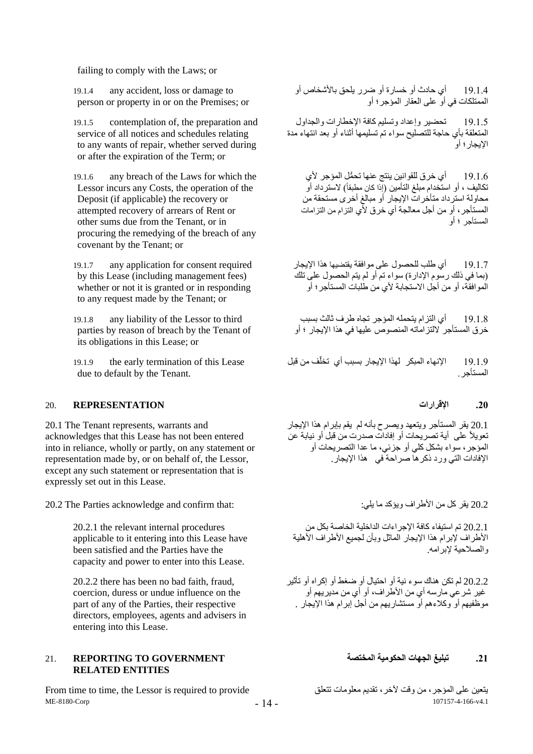failing to comply with the Laws; or

19.1.4 any accident, loss or damage to person or property in or on the Premises; or

19.1.4 أي حادث أو خسارة أو ضرر يلحق بالأشخاص أو الممتلكات في أو على العقار المؤجر؛ أو

19.1.5 contemplation of, the preparation and service of all notices and schedules relating to any wants of repair, whether served during or after the expiration of the Term; or

19.1.5 تحضير وإعداد وتسليم كافة الإخطارات والجداول المتعلقة بأي حاجة للتصليح سواء تم تسليمها أثناء أو بعد انتهاء مدة الإيجار؛ أو

19.1.6 any breach of the Laws for which the Lessor incurs any Costs, the operation of the Deposit (if applicable) the recovery or attempted recovery of arrears of Rent or other sums due from the Tenant, or in procuring the remedying of the breach of any covenant by the Tenant; or

19.1.6 أي خرق للقوانين ينتج عنها تحمُّل المؤجر لأي تكاليف ، أو استخدام مبلغ التأمين (إذا كان مطبقاً) لاسترداد أو محاولة استرداد متأخرات الإيجار أو مبالغ أخرى مستحقة من المستأجر، أو من أجل معالجة أي خرق لأي التزام من التزامات المستأجر ؛ أو

19.1.7 any application for consent required by this Lease (including management fees) whether or not it is granted or in responding to any request made by the Tenant; or

19.1.7 أي طلب للحصول على موافقة يقتضيها هذا الإيجار (بما في ذلك رسوم الإدارة) سواء تم أو لم يتم الحصول على تلك الموافقة، أو من أجل الاستجابة لأي من طلبات المستأجر؛ أو

19.1.8 any liability of the Lessor to third parties by reason of breach by the Tenant of its obligations in this Lease; or

19.1.8 أي التزام يتحمله المؤجر تجاه طرف ثالث بسبب خرق المستأجر لالتزاماته المنصوص عليها في هذا الإيجار ؛ أو

19.1.9 the early termination of this Lease due to default by the Tenant.

19.1.9 الإنهاء المبكر لهذا الإيجار بسبب أي تخلّف من قبل المستأجر.

## 20. REPRESENTATION

## 20. الإقرارات

20.1 The Tenant represents, warrants and acknowledges that this Lease has not been entered into in reliance, wholly or partly, on any statement or representation made by, or on behalf of, the Lessor, except any such statement or representation that is expressly set out in this Lease.

20.1 يقر المستأجر ويتعهد ويصرح بأنه لم يقم بإبرام هذا الإيجار تعويلاً على أية تصريحات أو إفادات صدرت من قبل أو نيابة عن المؤجر، سواء بشكل كلي أو جزئي، ما عدا التصريحات أو الإفادات التي ورد ذكرها صراحة في هذا الإيجار.

20.2 The Parties acknowledge and confirm that:

20.2 يقر كل من الأطراف ويؤكد ما يلي:

20.2.1 the relevant internal procedures applicable to it entering into this Lease have been satisfied and the Parties have the capacity and power to enter into this Lease.

20.2.1 تم استيفاء كافة الإجراءات الداخلية الخاصة بكل من الأطراف لإبرام هذا الإيجار الماثل وبأن لجميع الأطراف الأهلية والصلاحية لإبرامه.

20.2.2 there has been no bad faith, fraud, coercion, duress or undue influence on the part of any of the Parties, their respective directors, employees, agents and advisers in entering into this Lease.

20.2.2 لم تكن هناك سوء نية أو احتيال أو ضغط أو إكراه أو تأثير غير شرعي مارسه أي من الأطراف، أو أي من مديريهم أو موظفيهم أو وكلاءهم أو مستشاريهم من أجل إبرام هذا الإيجار .

## 21. REPORTING TO GOVERNMENT RELATED ENTITIES

## 21. تبليغ الجهات الحكومية المختصة

From time to time, the Lessor is required to provide

يتعين على المؤجر، من وقت لآخر، تقديم معلومات تتعلق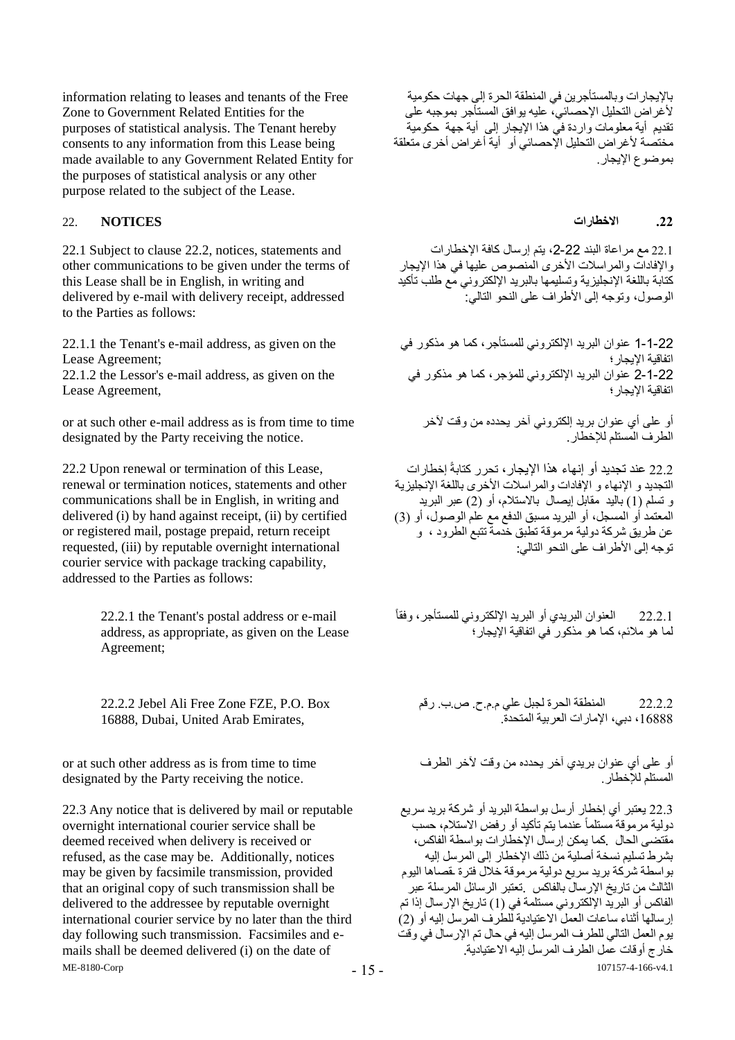information relating to leases and tenants of the Free Zone to Government Related Entities for the purposes of statistical analysis. The Tenant hereby consents to any information from this Lease being made available to any Government Related Entity for the purposes of statistical analysis or any other purpose related to the subject of the Lease.

بالإيجارات وبالمستأجرين في المنطقة الحرة إلى جهات حكومية لأغراض التحليل الإحصائي، عليه يوافق المستأجر بموجبه على تقديم أية معلومات واردة في هذا الإيجار إلى أية جهة حكومية مختصة لأغراض التحليل الإحصائي أو أية أغراض أخرى متعلقة بموضوع الإيجار.

## 22. NOTICES

## .22 الاخطارات

22.1 Subject to clause 22.2, notices, statements and other communications to be given under the terms of this Lease shall be in English, in writing and delivered by e-mail with delivery receipt, addressed to the Parties as follows:

22.1 مع مراعاة البند 22-2، يتم إرسال كافة الإخطارات والإفادات والمراسلات الأخرى المنصوص عليها في هذا الإيجار كتابة باللغة الإنجليزية وتسليمها بالبريد الإلكتروني مع طلب تأكيد الوصول، وتوجه إلى الأطراف على النحو التالي:

22.1.1 the Tenant's e-mail address, as given on the Lease Agreement;

22.1.2 the Lessor's e-mail address, as given on the Lease Agreement,

22-1-1 عنوان البريد الإلكتروني للمستأجر، كما هو مذكور في اتفاقية الإيجار؛

22-1-2 عنوان البريد الإلكتروني للمؤجر، كما هو مذكور في اتفاقية الإيجار؛

or at such other e-mail address as is from time to time designated by the Party receiving the notice.

أو على أي عنوان بريد إلكتروني آخر يحدده من وقت لآخر الطرف المستلم للإخطار.

22.2 Upon renewal or termination of this Lease, renewal or termination notices, statements and other communications shall be in English, in writing and delivered (i) by hand against receipt, (ii) by certified or registered mail, postage prepaid, return receipt requested, (iii) by reputable overnight international courier service with package tracking capability, addressed to the Parties as follows:

22.2 عند تجديد أو إنهاء هذا الإيجار، تحرر كتابةً إخطارات التجديد و الإنهاء و الإفادات والمراسلات الأخرى باللغة الإنجليزية و تسلم (1) باليد مقابل إيصال بالاستلام، أو (2) عبر البريد المعتمد أو المسجل، أو البريد مسبق الدفع مع علم الوصول، أو (3) عن طريق شركة دولية مرموقة تطبق خدمة تتبع الطرود ، و توجه إلى الأطراف على النحو التالي:

> 22.2.1 the Tenant's postal address or e-mail address, as appropriate, as given on the Lease Agreement;

> 22.2.1 العنوان البريدي أو البريد الإلكتروني للمستأجر، وفقاً لما هو ملائم، كما هو مذكور في اتفاقية الإيجار؛

> 22.2.2 Jebel Ali Free Zone FZE, P.O. Box 16888, Dubai, United Arab Emirates,

> 22.2.2 المنطقة الحرة لجبل علي م.م.ح. ص.ب. رقم 16888، دبي، الإمارات العربية المتحدة.

or at such other address as is from time to time designated by the Party receiving the notice.

أو على أي عنوان بريدي آخر يحدده من وقت لآخر الطرف المستلم للإخطار.

22.3 Any notice that is delivered by mail or reputable overnight international courier service shall be deemed received when delivery is received or refused, as the case may be. Additionally, notices may be given by facsimile transmission, provided that an original copy of such transmission shall be delivered to the addressee by reputable overnight international courier service by no later than the third day following such transmission. Facsimiles and e-mails shall be deemed delivered (i) on the date of

22.3 يعتبر أي إخطار أرسل بواسطة البريد أو شركة بريد سريع دولية مرموقة مستلماً عندما يتم تأكيد أو رفض الاستلام، حسب مقتضى الحال .كما يمكن إرسال الإخطارات بواسطة الفاكس، بشرط تسليم نسخة أصلية من ذلك الإخطار إلى المرسل إليه بواسطة شركة بريد سريع دولية مرموقة خلال فترة أقصاها اليوم الثالث من تاريخ الإرسال بالفاكس .تعتبر الرسائل المرسلة عبر الفاكس أو البريد الإلكتروني مستلمة في (1) تاريخ الإرسال إذا تم إرسالها أثناء ساعات العمل الاعتيادية للطرف المرسل إليه أو (2) يوم العمل التالي للطرف المرسل إليه في حال تم الإرسال في وقت خارج أوقات عمل الطرف المرسل إليه الاعتيادية.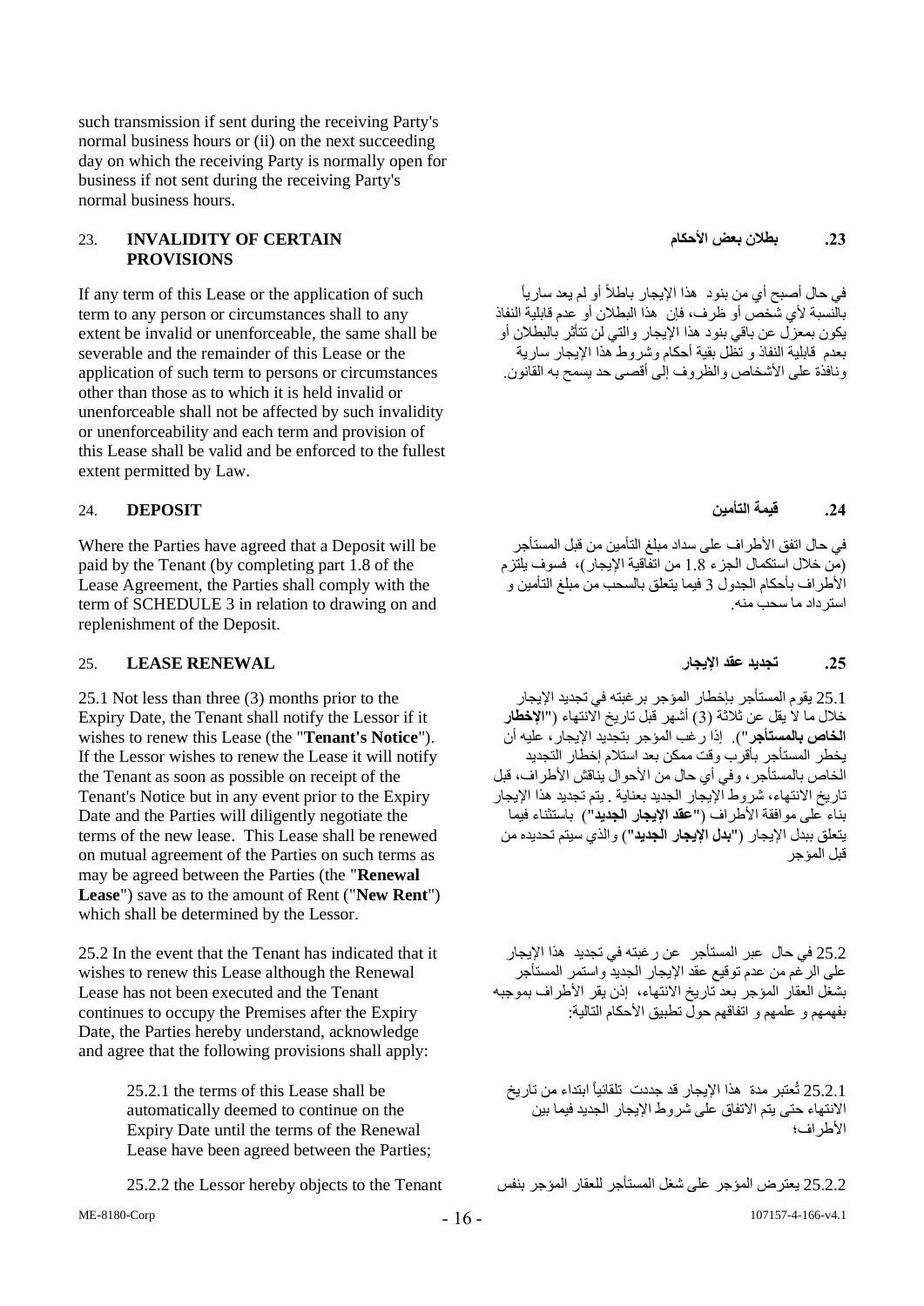such transmission if sent during the receiving Party's normal business hours or (ii) on the next succeeding day on which the receiving Party is normally open for business if not sent during the receiving Party's normal business hours.

## 23. INVALIDITY OF CERTAIN PROVISIONS

## .23 بطلان بعض الأحكام

If any term of this Lease or the application of such term to any person or circumstances shall to any extent be invalid or unenforceable, the same shall be severable and the remainder of this Lease or the application of such term to persons or circumstances other than those as to which it is held invalid or unenforceable shall not be affected by such invalidity or unenforceability and each term and provision of this Lease shall be valid and be enforced to the fullest extent permitted by Law.

في حال أصبح أي من بنود هذا الإيجار باطلاً أو لم يعد سارياً بالنسبة لأي شخص أو ظرف، فإن هذا البطلان أو عدم قابلية النفاذ يكون بمعزل عن باقي بنود هذا الإيجار والتي لن تتأثر بالبطلان أو بعدم قابلية النفاذ و تظل بقية أحكام وشروط هذا الإيجار سارية ونافذة على الأشخاص والظروف إلى أقصى حد يسمح به القانون.

## 24. DEPOSIT

## .24 قيمة التأمين

Where the Parties have agreed that a Deposit will be paid by the Tenant (by completing part 1.8 of the Lease Agreement, the Parties shall comply with the term of SCHEDULE 3 in relation to drawing on and replenishment of the Deposit.

في حال اتفق الأطراف على سداد مبلغ التأمين من قبل المستأجر (من خلال استكمال الجزء 1.8 من اتفاقية الإيجار)، فسوف يلتزم الأطراف بأحكام الجدول 3 فيما يتعلق بالسحب من مبلغ التأمين و استرداد ما سحب منه.

## 25. LEASE RENEWAL

## .25 تجديد عقد الإيجار

25.1 Not less than three (3) months prior to the Expiry Date, the Tenant shall notify the Lessor if it wishes to renew this Lease (the "**Tenant's Notice**"). If the Lessor wishes to renew the Lease it will notify the Tenant as soon as possible on receipt of the Tenant's Notice but in any event prior to the Expiry Date and the Parties will diligently negotiate the terms of the new lease. This Lease shall be renewed on mutual agreement of the Parties on such terms as may be agreed between the Parties (the "**Renewal Lease**") save as to the amount of Rent ("**New Rent**") which shall be determined by the Lessor.

25.1 يقوم المستأجر بإخطار المؤجر برغبته في تجديد الإيجار خلال ما لا يقل عن ثلاثة (3) أشهر قبل تاريخ الانتهاء ("**الإخطار الخاص بالمستأجر**"). إذا رغب المؤجر بتجديد الإيجار، عليه أن يخطر المستأجر بأقرب وقت ممكن بعد استلام إخطار التجديد الخاص بالمستأجر، وفي أي حال من الأحوال يناقش الأطراف، قبل تاريخ الانتهاء، شروط الإيجار الجديد بعناية. يتم تجديد هذا الإيجار بناء على موافقة الأطراف ("**عقد الإيجار الجديد**") باستثناء فيما يتعلق ببدل الإيجار ("**بدل الإيجار الجديد**") والذي سيتم تحديده من قبل المؤجر

25.2 In the event that the Tenant has indicated that it wishes to renew this Lease although the Renewal Lease has not been executed and the Tenant continues to occupy the Premises after the Expiry Date, the Parties hereby understand, acknowledge and agree that the following provisions shall apply:

25.2 في حال عبر المستأجر عن رغبته في تجديد هذا الإيجار على الرغم من عدم توقيع عقد الإيجار الجديد واستمر المستأجر بشغل العقار المؤجر بعد تاريخ الانتهاء، إذن يقر الأطراف بموجبه بفهمهم و علمهم و اتفاقهم حول تطبيق الأحكام التالية:

> 25.2.1 the terms of this Lease shall be automatically deemed to continue on the Expiry Date until the terms of the Renewal Lease have been agreed between the Parties;

25.2.1 تُعتبر مدة هذا الإيجار قد جددت تلقائياً ابتداء من تاريخ الانتهاء حتى يتم الاتفاق على شروط الإيجار الجديد فيما بين الأطراف؛

> 25.2.2 the Lessor hereby objects to the Tenant

25.2.2 يعترض المؤجر على شغل المستأجر للعقار المؤجر بنفس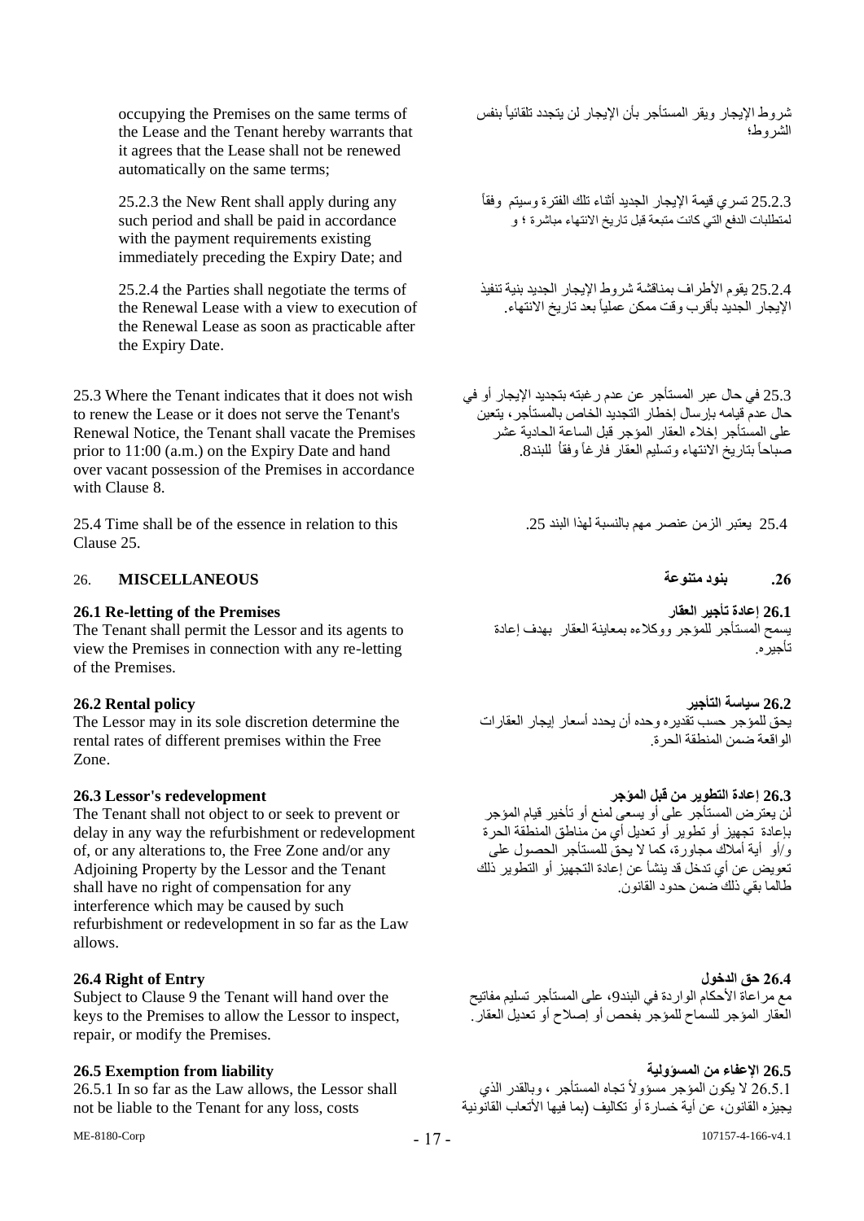occupying the Premises on the same terms of the Lease and the Tenant hereby warrants that it agrees that the Lease shall not be renewed automatically on the same terms;

شروط الإيجار ويقر المستأجر بأن الإيجار لن يتجدد تلقائياً بنفس الشروط؛

25.2.3 the New Rent shall apply during any such period and shall be paid in accordance with the payment requirements existing immediately preceding the Expiry Date; and

25.2.3 تسري قيمة الإيجار الجديد أثناء تلك الفترة وسيتم وفقاً لمتطلبات الدفع التي كانت متبعة قبل تاريخ الانتهاء مباشرة ؛ و

25.2.4 the Parties shall negotiate the terms of the Renewal Lease with a view to execution of the Renewal Lease as soon as practicable after the Expiry Date.

25.2.4 يقوم الأطراف بمناقشة شروط الإيجار الجديد بنية تنفيذ الإيجار الجديد بأقرب وقت ممكن عملياً بعد تاريخ الانتهاء.

25.3 Where the Tenant indicates that it does not wish to renew the Lease or it does not serve the Tenant's Renewal Notice, the Tenant shall vacate the Premises prior to 11:00 (a.m.) on the Expiry Date and hand over vacant possession of the Premises in accordance with Clause 8.

25.3 في حال عبر المستأجر عن عدم رغبته بتجديد الإيجار أو في حال عدم قيامه بإرسال إخطار التجديد الخاص بالمستأجر، يتعين على المستأجر إخلاء العقار المؤجر قبل الساعة الحادية عشر صباحاً بتاريخ الانتهاء وتسليم العقار فارغاً وفقاً للبند8.

25.4 Time shall be of the essence in relation to this Clause 25.

25.4 يعتبر الزمن عنصر مهم بالنسبة لهذا البند 25.

## 26. MISCELLANEOUS

## .26 بنود متنوعة

**26.1 Re-letting of the Premises**

The Tenant shall permit the Lessor and its agents to view the Premises in connection with any re-letting of the Premises.

**26.1 إعادة تأجير العقار**

يسمح المستأجر للمؤجر ووكلاءه بمعاينة العقار بهدف إعادة تأجيره.

**26.2 Rental policy**

The Lessor may in its sole discretion determine the rental rates of different premises within the Free Zone.

**26.2 سياسة التأجير**

يحق للمؤجر حسب تقديره وحده أن يحدد أسعار إيجار العقارات الواقعة ضمن المنطقة الحرة.

**26.3 Lessor's redevelopment**

The Tenant shall not object to or seek to prevent or delay in any way the refurbishment or redevelopment of, or any alterations to, the Free Zone and/or any Adjoining Property by the Lessor and the Tenant shall have no right of compensation for any interference which may be caused by such refurbishment or redevelopment in so far as the Law allows.

**26.3 إعادة التطوير من قبل المؤجر**

لن يعترض المستأجر على أو يسعى لمنع أو تأخير قيام المؤجر بإعادة تجهيز أو تطوير أو تعديل أي من مناطق المنطقة الحرة و/أو أية أملاك مجاورة، كما لا يحق للمستأجر الحصول على تعويض عن أي تدخل قد ينشأ عن إعادة التجهيز أو التطوير ذلك طالما بقي ذلك ضمن حدود القانون.

**26.4 Right of Entry**

Subject to Clause 9 the Tenant will hand over the keys to the Premises to allow the Lessor to inspect, repair, or modify the Premises.

**26.4 حق الدخول**

مع مراعاة الأحكام الواردة في البند9، على المستأجر تسليم مفاتيح العقار المؤجر للسماح للمؤجر بفحص أو إصلاح أو تعديل العقار.

**26.5 Exemption from liability**

26.5.1 In so far as the Law allows, the Lessor shall not be liable to the Tenant for any loss, costs

**26.5 الإعفاء من المسؤولية**

26.5.1 لا يكون المؤجر مسؤولاً تجاه المستأجر ، وبالقدر الذي يجيزه القانون، عن أية خسارة أو تكاليف (بما فيها الأتعاب القانونية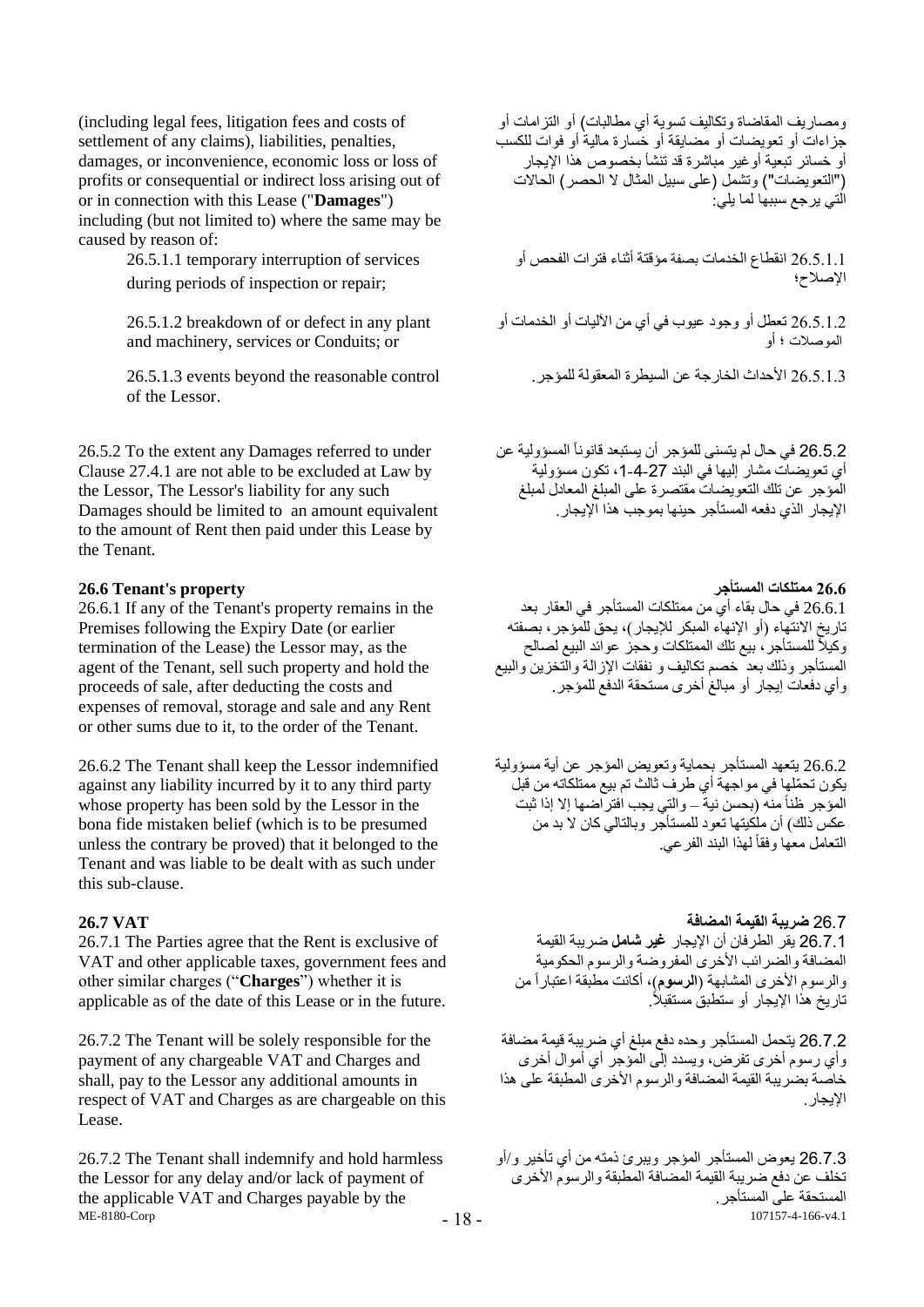(including legal fees, litigation fees and costs of settlement of any claims), liabilities, penalties, damages, or inconvenience, economic loss or loss of profits or consequential or indirect loss arising out of or in connection with this Lease ("**Damages**") including (but not limited to) where the same may be caused by reason of:

ومصاريف المقاضاة وتكاليف تسوية أي مطالبات) أو التزامات أو جزاءات أو تعويضات أو مضايقة أو خسارة مالية أو فوات للكسب أو خسائر تبعية أو غير مباشرة قد تنشأ بخصوص هذا الإيجار ("التعويضات") وتشمل (على سبيل المثال لا الحصر) الحالات التي يرجع سببها لما يلي:

26.5.1.1 temporary interruption of services during periods of inspection or repair;

26.5.1.1 انقطاع الخدمات بصفة مؤقتة أثناء فترات الفحص أو الإصلاح؛

26.5.1.2 breakdown of or defect in any plant and machinery, services or Conduits; or

26.5.1.2 تعطل أو وجود عيوب في أي من الآليات أو الخدمات أو الموصلات ؛ أو

26.5.1.3 events beyond the reasonable control of the Lessor.

26.5.1.3 الأحداث الخارجة عن السيطرة المعقولة للمؤجر.

26.5.2 To the extent any Damages referred to under Clause 27.4.1 are not able to be excluded at Law by the Lessor, The Lessor's liability for any such Damages should be limited to an amount equivalent to the amount of Rent then paid under this Lease by the Tenant.

26.5.2 في حال لم يتسنى للمؤجر أن يستبعد قانوناً المسؤولية عن أي تعويضات مشار إليها في البند 27-4-1، تكون مسؤولية المؤجر عن تلك التعويضات مقتصرة على المبلغ المعادل لمبلغ الإيجار الذي دفعه المستأجر حينها بموجب هذا الإيجار.

**26.6 Tenant's property**

**26.6 ممتلكات المستأجر**

26.6.1 If any of the Tenant's property remains in the Premises following the Expiry Date (or earlier termination of the Lease) the Lessor may, as the agent of the Tenant, sell such property and hold the proceeds of sale, after deducting the costs and expenses of removal, storage and sale and any Rent or other sums due to it, to the order of the Tenant.

26.6.1 في حال بقاء أي من ممتلكات المستأجر في العقار بعد تاريخ الانتهاء (أو الإنهاء المبكر للإيجار)، يحق للمؤجر، بصفته وكيلاً للمستأجر، بيع تلك الممتلكات وحجز عوائد البيع لصالح المستأجر وذلك بعد خصم تكاليف و نفقات الإزالة والتخزين والبيع وأي دفعات إيجار أو مبالغ أخرى مستحقة الدفع للمؤجر.

26.6.2 The Tenant shall keep the Lessor indemnified against any liability incurred by it to any third party whose property has been sold by the Lessor in the bona fide mistaken belief (which is to be presumed unless the contrary be proved) that it belonged to the Tenant and was liable to be dealt with as such under this sub-clause.

26.6.2 يتعهد المستأجر بحماية وتعويض المؤجر عن أية مسؤولية يكون تحمّلها في مواجهة أي طرف ثالث تم بيع ممتلكاته من قبل المؤجر ظناً منه (بحسن نية – والتي يجب افتراضها إلا إذا ثبت عكس ذلك) أن ملكيتها تعود للمستأجر وبالتالي كان لا بد من التعامل معها وفقاً لهذا البند الفرعي.

**26.7 VAT**

**26.7 ضريبة القيمة المضافة**

26.7.1 The Parties agree that the Rent is exclusive of VAT and other applicable taxes, government fees and other similar charges ("**Charges**") whether it is applicable as of the date of this Lease or in the future.

26.7.1 يقر الطرفان أن الإيجار **غير شامل** ضريبة القيمة المضافة والضرائب الأخرى المفروضة والرسوم الحكومية والرسوم الأخرى المشابهة (**الرسوم**)، أكانت مطبقة اعتباراً من تاريخ هذا الإيجار أو ستطبق مستقبلاً.

26.7.2 The Tenant will be solely responsible for the payment of any chargeable VAT and Charges and shall, pay to the Lessor any additional amounts in respect of VAT and Charges as are chargeable on this Lease.

26.7.2 يتحمل المستأجر وحده دفع مبلغ أي ضريبة قيمة مضافة وأي رسوم أخرى تفرض، ويسدد إلى المؤجر أي أموال أخرى خاصة بضريبة القيمة المضافة والرسوم الأخرى المطبقة على هذا الإيجار.

26.7.2 The Tenant shall indemnify and hold harmless the Lessor for any delay and/or lack of payment of the applicable VAT and Charges payable by the

26.7.3 يعوض المستأجر المؤجر ويبرئ ذمته من أي تأخير و/أو تخلف عن دفع ضريبة القيمة المضافة المطبقة والرسوم الأخرى المستحقة على المستأجر.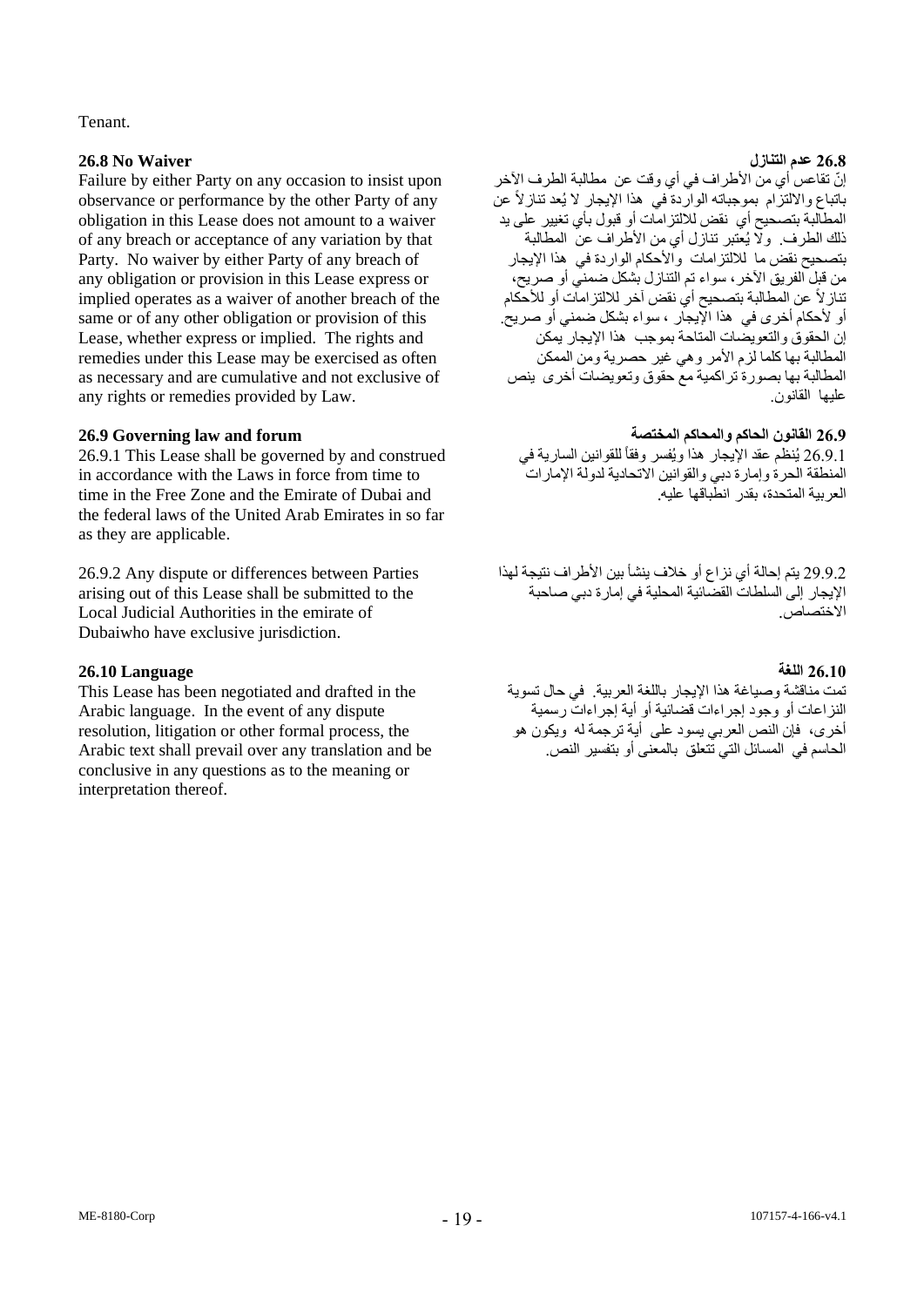Tenant.

**26.8 No Waiver**

Failure by either Party on any occasion to insist upon observance or performance by the other Party of any obligation in this Lease does not amount to a waiver of any breach or acceptance of any variation by that Party. No waiver by either Party of any breach of any obligation or provision in this Lease express or implied operates as a waiver of another breach of the same or of any other obligation or provision of this Lease, whether express or implied. The rights and remedies under this Lease may be exercised as often as necessary and are cumulative and not exclusive of any rights or remedies provided by Law.

**26.8 عدم التنازل**

إنّ تقاعس أي من الأطراف في أي وقت عن مطالبة الطرف الآخر باتباع والالتزام بموجباته الواردة في هذا الإيجار لا يُعد تنازلاً عن المطالبة بتصحيح أي نقض للالتزامات أو قبول بأي تغيير على يد ذلك الطرف. ولا يُعتبر تنازل أي من الأطراف عن المطالبة بتصحيح نقض ما للالتزامات والأحكام الواردة في هذا الإيجار من قبل الفريق الآخر، سواء تم التنازل بشكل ضمني أو صريح، تنازلاً عن المطالبة بتصحيح أي نقض آخر للالتزامات أو للأحكام أو لأحكام أخرى في هذا الإيجار، سواء بشكل ضمني أو صريح. إن الحقوق والتعويضات المتاحة بموجب هذا الإيجار يمكن المطالبة بها كلما لزم الأمر وهي غير حصرية ومن الممكن المطالبة بها بصورة تراكمية مع حقوق وتعويضات أخرى ينص عليها القانون.

**26.9 Governing law and forum**

26.9.1 This Lease shall be governed by and construed in accordance with the Laws in force from time to time in the Free Zone and the Emirate of Dubai and the federal laws of the United Arab Emirates in so far as they are applicable.

26.9.2 Any dispute or differences between Parties arising out of this Lease shall be submitted to the Local Judicial Authorities in the emirate of Dubaiwho have exclusive jurisdiction.

**26.9 القانون الحاكم والمحاكم المختصة**

26.9.1 يُنظم عقد الإيجار هذا ويُفسر وفقاً للقوانين السارية في المنطقة الحرة وإمارة دبي والقوانين الاتحادية لدولة الإمارات العربية المتحدة، بقدر انطباقها عليه.

29.9.2 يتم إحالة أي نزاع أو خلاف ينشأ بين الأطراف نتيجة لهذا الإيجار إلى السلطات القضائية المحلية في إمارة دبي صاحبة الاختصاص.

**26.10 Language**

This Lease has been negotiated and drafted in the Arabic language. In the event of any dispute resolution, litigation or other formal process, the Arabic text shall prevail over any translation and be conclusive in any questions as to the meaning or interpretation thereof.

**26.10 اللغة**

تمت مناقشة وصياغة هذا الإيجار باللغة العربية. في حال تسوية النزاعات أو وجود إجراءات قضائية أو أية إجراءات رسمية أخرى، فإن النص العربي يسود على أية ترجمة له ويكون هو الحاسم في المسائل التي تتعلق بالمعنى أو بتفسير النص.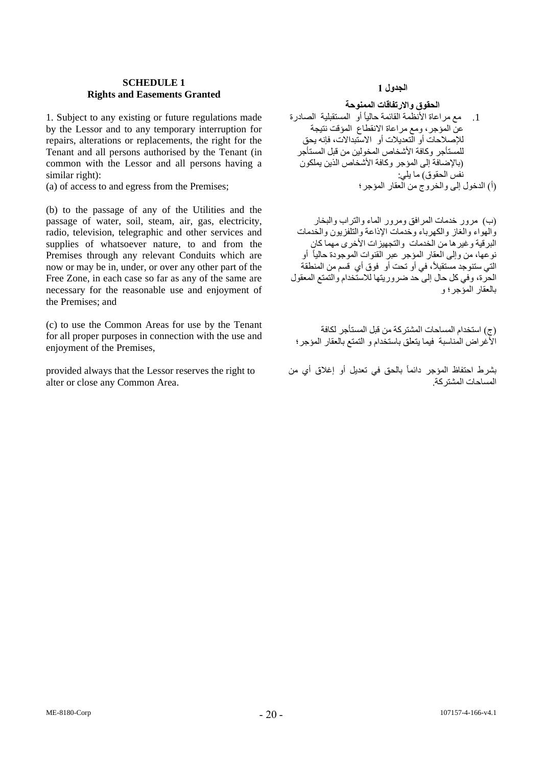## SCHEDULE 1
## Rights and Easements Granted

1. Subject to any existing or future regulations made by the Lessor and to any temporary interruption for repairs, alterations or replacements, the right for the Tenant and all persons authorised by the Tenant (in common with the Lessor and all persons having a similar right):

(a) of access to and egress from the Premises;

(b) to the passage of any of the Utilities and the passage of water, soil, steam, air, gas, electricity, radio, television, telegraphic and other services and supplies of whatsoever nature, to and from the Premises through any relevant Conduits which are now or may be in, under, or over any other part of the Free Zone, in each case so far as any of the same are necessary for the reasonable use and enjoyment of the Premises; and

(c) to use the Common Areas for use by the Tenant for all proper purposes in connection with the use and enjoyment of the Premises,

provided always that the Lessor reserves the right to alter or close any Common Area.

## الجدول 1
## الحقوق والارتفاقات الممنوحة

1. مع مراعاة الأنظمة القائمة حالياً أو المستقبلية الصادرة عن المؤجر، ومع مراعاة الانقطاع المؤقت نتيجة للإصلاحات أو التعديلات أو الاستبدالات، فإنه يحق للمستأجر وكافة الأشخاص المخولين من قبل المستأجر (بالإضافة إلى المؤجر وكافة الأشخاص الذين يملكون نفس الحقوق) ما يلي:

(أ) الدخول إلى والخروج من العقار المؤجر؛

(ب) مرور خدمات المرافق ومرور الماء والتراب والبخار والهواء والغاز والكهرباء وخدمات الإذاعة والتلفزيون والخدمات البرقية وغيرها من الخدمات والتجهيزات الأخرى مهما كان نوعها، من وإلى العقار المؤجر عبر القنوات الموجودة حالياً أو التي ستتوجد مستقبلاً، في أو تحت أو فوق أي قسم من المنطقة الحرة، وفي كل حال إلى حد ضروريتها للاستخدام والتمتع المعقول بالعقار المؤجر؛ و

(ج) استخدام المساحات المشتركة من قبل المستأجر لكافة الأغراض المناسبة فيما يتعلق باستخدام و التمتع بالعقار المؤجر؛

بشرط احتفاظ المؤجر دائماً بالحق في تعديل أو إغلاق أي من المساحات المشتركة.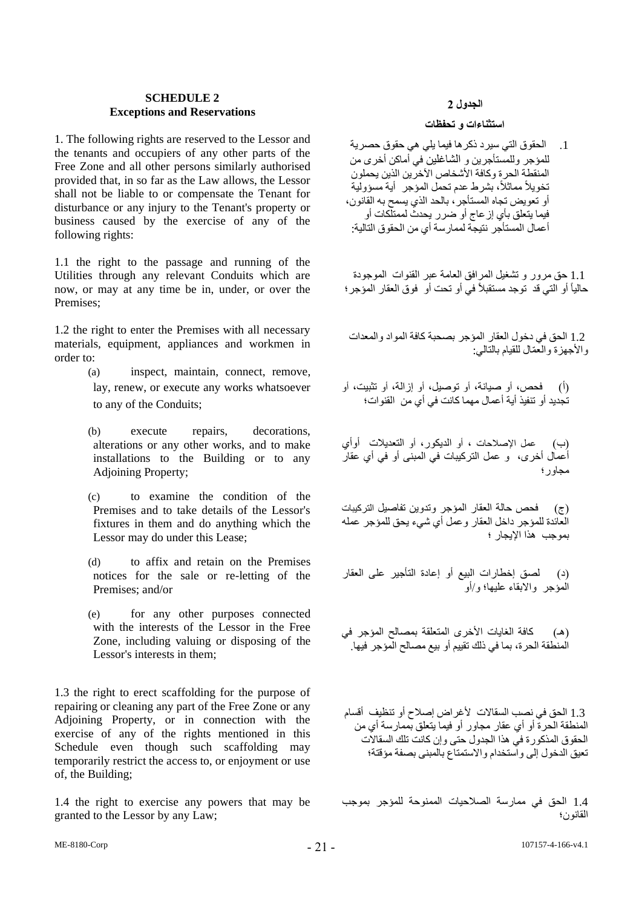## SCHEDULE 2
## Exceptions and Reservations

1. The following rights are reserved to the Lessor and the tenants and occupiers of any other parts of the Free Zone and all other persons similarly authorised provided that, in so far as the Law allows, the Lessor shall not be liable to or compensate the Tenant for disturbance or any injury to the Tenant's property or business caused by the exercise of any of the following rights:

1.1 the right to the passage and running of the Utilities through any relevant Conduits which are now, or may at any time be in, under, or over the Premises;

1.2 the right to enter the Premises with all necessary materials, equipment, appliances and workmen in order to:

(a) inspect, maintain, connect, remove, lay, renew, or execute any works whatsoever to any of the Conduits;

(b) execute repairs, decorations, alterations or any other works, and to make installations to the Building or to any Adjoining Property;

(c) to examine the condition of the Premises and to take details of the Lessor's fixtures in them and do anything which the Lessor may do under this Lease;

(d) to affix and retain on the Premises notices for the sale or re-letting of the Premises; and/or

(e) for any other purposes connected with the interests of the Lessor in the Free Zone, including valuing or disposing of the Lessor's interests in them;

1.3 the right to erect scaffolding for the purpose of repairing or cleaning any part of the Free Zone or any Adjoining Property, or in connection with the exercise of any of the rights mentioned in this Schedule even though such scaffolding may temporarily restrict the access to, or enjoyment or use of, the Building;

1.4 the right to exercise any powers that may be granted to the Lessor by any Law;

## الجدول 2
## استثناءات و تحفظات

1. الحقوق التي سيرد ذكرها فيما يلي هي حقوق حصرية للمؤجر وللمستأجرين و الشاغلين في أماكن أخرى من المنطقة الحرة وكافة الأشخاص الآخرين الذين يحملون تخويلاً مماثلاً، بشرط عدم تحمل المؤجر أية مسؤولية أو تعويض تجاه المستأجر، بالحد الذي يسمح به القانون، فيما يتعلق بأي إزعاج أو ضرر يحدث لممتلكات أو أعمال المستأجر نتيجة لممارسة أي من الحقوق التالية:

1.1 حق مرور و تشغيل المرافق العامة عبر القنوات الموجودة حالياً أو التي قد توجد مستقبلاً في أو تحت أو فوق العقار المؤجر؛

1.2 الحق في دخول العقار المؤجر بصحبة كافة المواد والمعدات والأجهزة والعمّال للقيام بالتالي:

(أ) فحص، أو صيانة، أو توصيل، أو إزالة، أو تثبيت، أو تجديد أو تنفيذ أية أعمال مهما كانت في أي من القنوات؛

(ب) عمل الإصلاحات ، أو الديكور، أو التعديلات أوأي أعمال أخرى، و عمل التركيبات في المبنى أو في أي عقار مجاور؛

(ج) فحص حالة العقار المؤجر وتدوين تفاصيل التركيبات العائدة للمؤجر داخل العقار وعمل أي شيء يحق للمؤجر عمله بموجب هذا الإيجار ؛

(د) لصق إخطارات البيع أو إعادة التأجير على العقار المؤجر والابقاء عليها؛ و/أو

(هـ) كافة الغايات الأخرى المتعلقة بمصالح المؤجر في المنطقة الحرة، بما في ذلك تقييم أو بيع مصالح المؤجر فيها.

1.3 الحق في نصب السقالات لأغراض إصلاح أو تنظيف أقسام المنطقة الحرة أو أي عقار مجاور أو فيما يتعلق بممارسة أي من الحقوق المذكورة في هذا الجدول حتى وإن كانت تلك السقالات تعيق الدخول إلى واستخدام والاستمتاع بالمبنى بصفة مؤقتة؛

1.4 الحق في ممارسة الصلاحيات الممنوحة للمؤجر بموجب القانون؛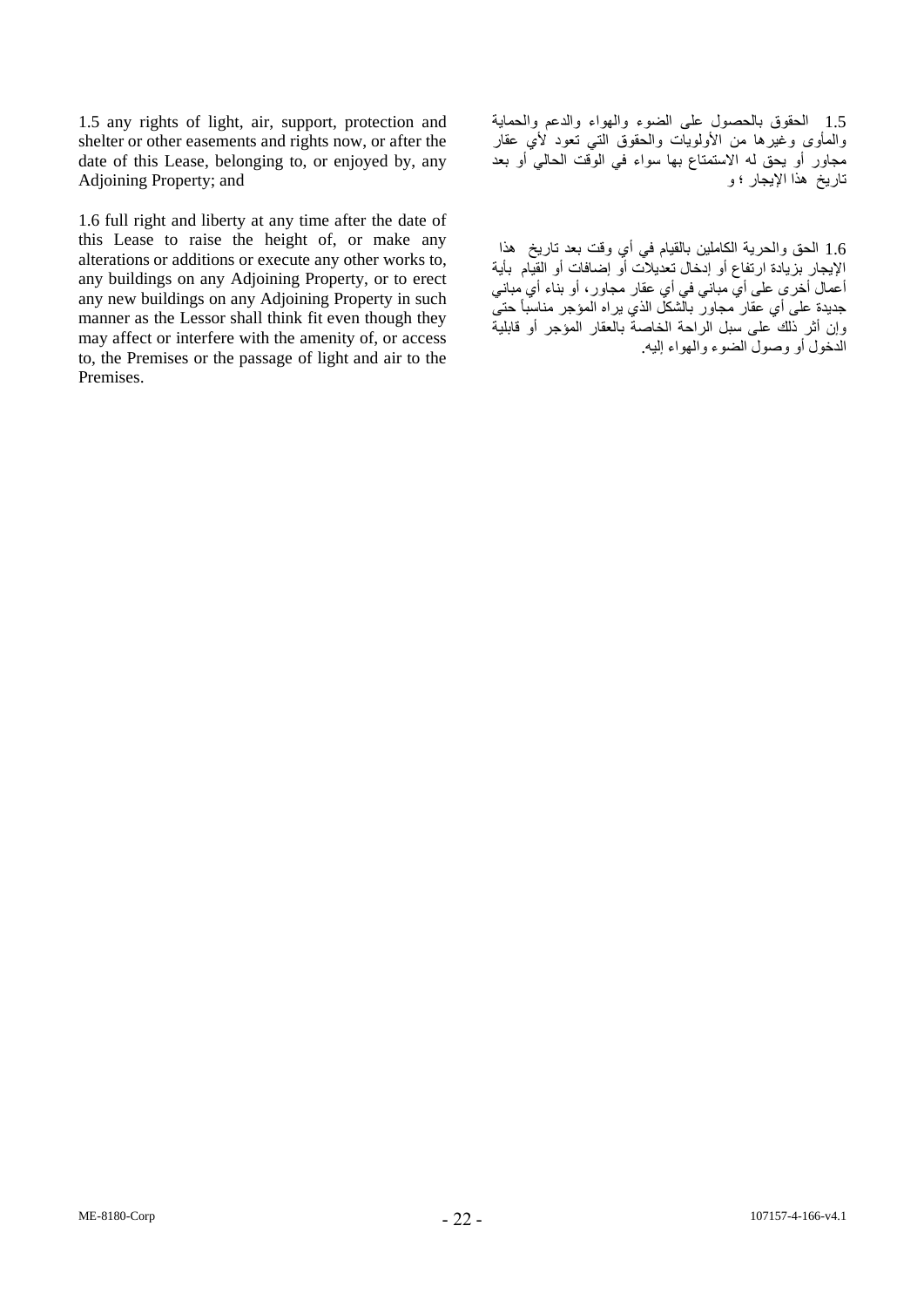1.5 any rights of light, air, support, protection and shelter or other easements and rights now, or after the date of this Lease, belonging to, or enjoyed by, any Adjoining Property; and

1.5 الحقوق بالحصول على الضوء والهواء والدعم والحماية والمأوى وغيرها من الأولويات والحقوق التي تعود لأي عقار مجاور أو يحق له الاستمتاع بها سواء في الوقت الحالي أو بعد تاريخ هذا الإيجار ؛ و

1.6 full right and liberty at any time after the date of this Lease to raise the height of, or make any alterations or additions or execute any other works to, any buildings on any Adjoining Property, or to erect any new buildings on any Adjoining Property in such manner as the Lessor shall think fit even though they may affect or interfere with the amenity of, or access to, the Premises or the passage of light and air to the Premises.

1.6 الحق والحرية الكاملين بالقيام في أي وقت بعد تاريخ هذا الإيجار بزيادة ارتفاع أو إدخال تعديلات أو إضافات أو القيام بأية أعمال أخرى على أي مباني في أي عقار مجاور، أو بناء أي مباني جديدة على أي عقار مجاور بالشكل الذي يراه المؤجر مناسباً حتى وإن أثر ذلك على سبل الراحة الخاصة بالعقار المؤجر أو قابلية الدخول أو وصول الضوء والهواء إليه.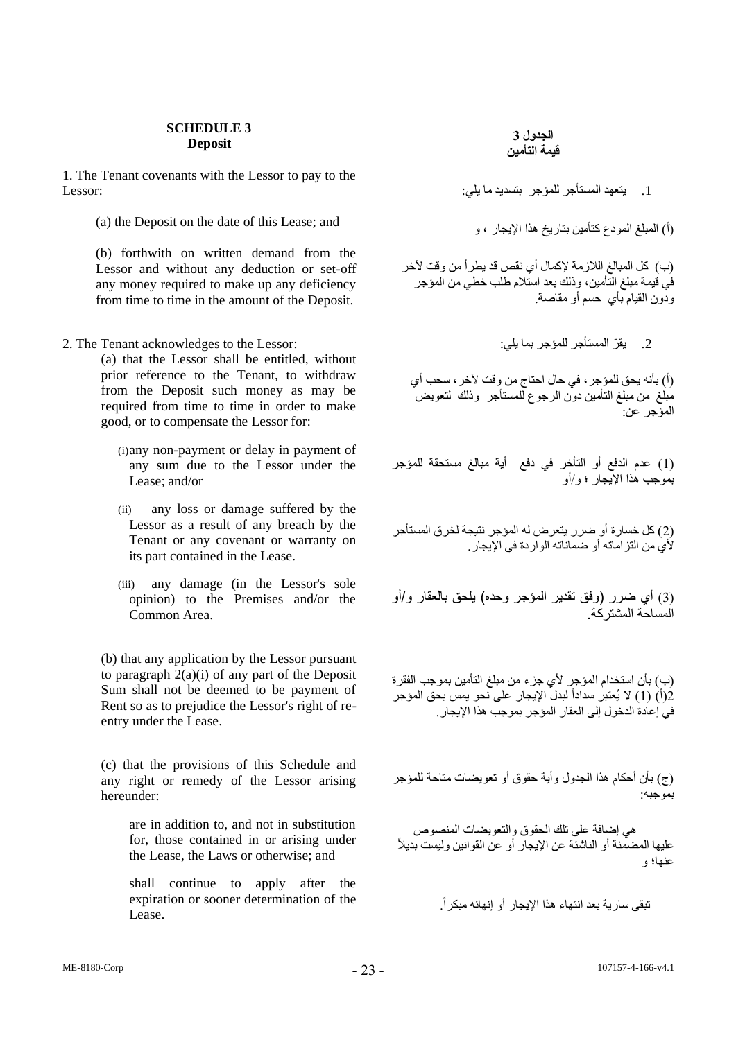**SCHEDULE 3**
**Deposit**

**الجدول 3**
**قيمة التأمين**

1. The Tenant covenants with the Lessor to pay to the Lessor:

1. يتعهد المستأجر للمؤجر بتسديد ما يلي:

(a) the Deposit on the date of this Lease; and

(أ) المبلغ المودع كتأمين بتاريخ هذا الإيجار ، و

(b) forthwith on written demand from the Lessor and without any deduction or set-off any money required to make up any deficiency from time to time in the amount of the Deposit.

(ب) كل المبالغ اللازمة لإكمال أي نقص قد يطرأ من وقت لآخر في قيمة مبلغ التأمين، وذلك بعد استلام طلب خطي من المؤجر ودون القيام بأي حسم أو مقاصة.

2. The Tenant acknowledges to the Lessor:

2. يقرّ المستأجر للمؤجر بما يلي:

(a) that the Lessor shall be entitled, without prior reference to the Tenant, to withdraw from the Deposit such money as may be required from time to time in order to make good, or to compensate the Lessor for:

(أ) بأنه يحق للمؤجر، في حال احتاج من وقت لآخر، سحب أي مبلغ من مبلغ التأمين دون الرجوع للمستأجر وذلك لتعويض المؤجر عن:

(i) any non-payment or delay in payment of any sum due to the Lessor under the Lease; and/or

(1) عدم الدفع أو التأخر في دفع أية مبالغ مستحقة للمؤجر بموجب هذا الإيجار ؛ و/أو

(ii) any loss or damage suffered by the Lessor as a result of any breach by the Tenant or any covenant or warranty on its part contained in the Lease.

(2) كل خسارة أو ضرر يتعرض له المؤجر نتيجة لخرق المستأجر لأي من التزاماته أو ضماناته الواردة في الإيجار.

(iii) any damage (in the Lessor's sole opinion) to the Premises and/or the Common Area.

(3) أي ضرر (وفق تقدير المؤجر وحده) يلحق بالعقار و/أو المساحة المشتركة.

(b) that any application by the Lessor pursuant to paragraph 2(a)(i) of any part of the Deposit Sum shall not be deemed to be payment of Rent so as to prejudice the Lessor's right of re-entry under the Lease.

(ب) بأن استخدام المؤجر لأي جزء من مبلغ التأمين بموجب الفقرة 2(أ) (1) لا يُعتبر سداداً لبدل الإيجار على نحو يمس بحق المؤجر في إعادة الدخول إلى العقار المؤجر بموجب هذا الإيجار.

(c) that the provisions of this Schedule and any right or remedy of the Lessor arising hereunder:

(ج) بأن أحكام هذا الجدول وأية حقوق أو تعويضات متاحة للمؤجر بموجبه:

are in addition to, and not in substitution for, those contained in or arising under the Lease, the Laws or otherwise; and

هي إضافة على تلك الحقوق والتعويضات المنصوص عليها المضمنة أو الناشئة عن الإيجار أو عن القوانين وليست بديلاً عنها؛ و

shall continue to apply after the expiration or sooner determination of the Lease.

تبقى سارية بعد انتهاء هذا الإيجار أو إنهائه مبكراً.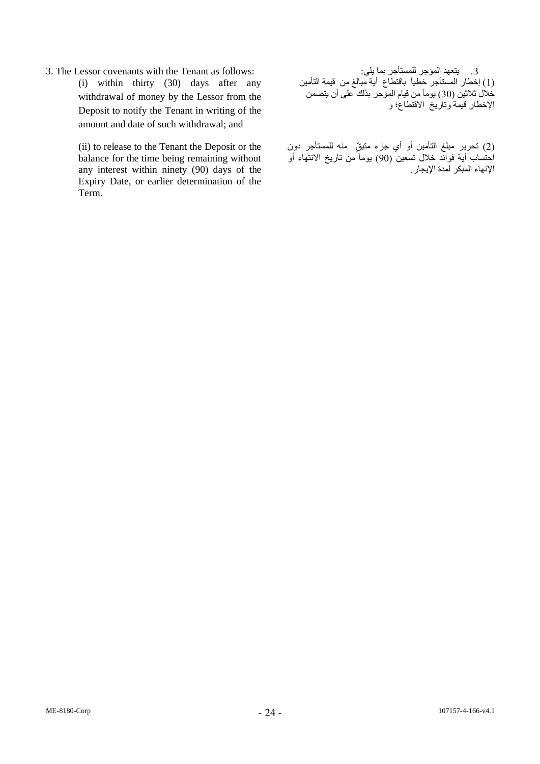3. The Lessor covenants with the Tenant as follows:

(i) within thirty (30) days after any withdrawal of money by the Lessor from the Deposit to notify the Tenant in writing of the amount and date of such withdrawal; and

(ii) to release to the Tenant the Deposit or the balance for the time being remaining without any interest within ninety (90) days of the Expiry Date, or earlier determination of the Term.

3. يتعهد المؤجر للمستأجر بما يلي:

(1) إخطار المستأجر خطياً باقتطاع أية مبالغ من قيمة التأمين خلال ثلاثين (30) يوماً من قيام المؤجر بذلك على أن يتضمن الإخطار قيمة وتاريخ الاقتطاع؛ و

(2) تحرير مبلغ التأمين أو أي جزء متبقٍ منه للمستأجر دون احتساب أية فوائد خلال تسعين (90) يوماً من تاريخ الانتهاء أو الإنهاء المبكر لمدة الإيجار.